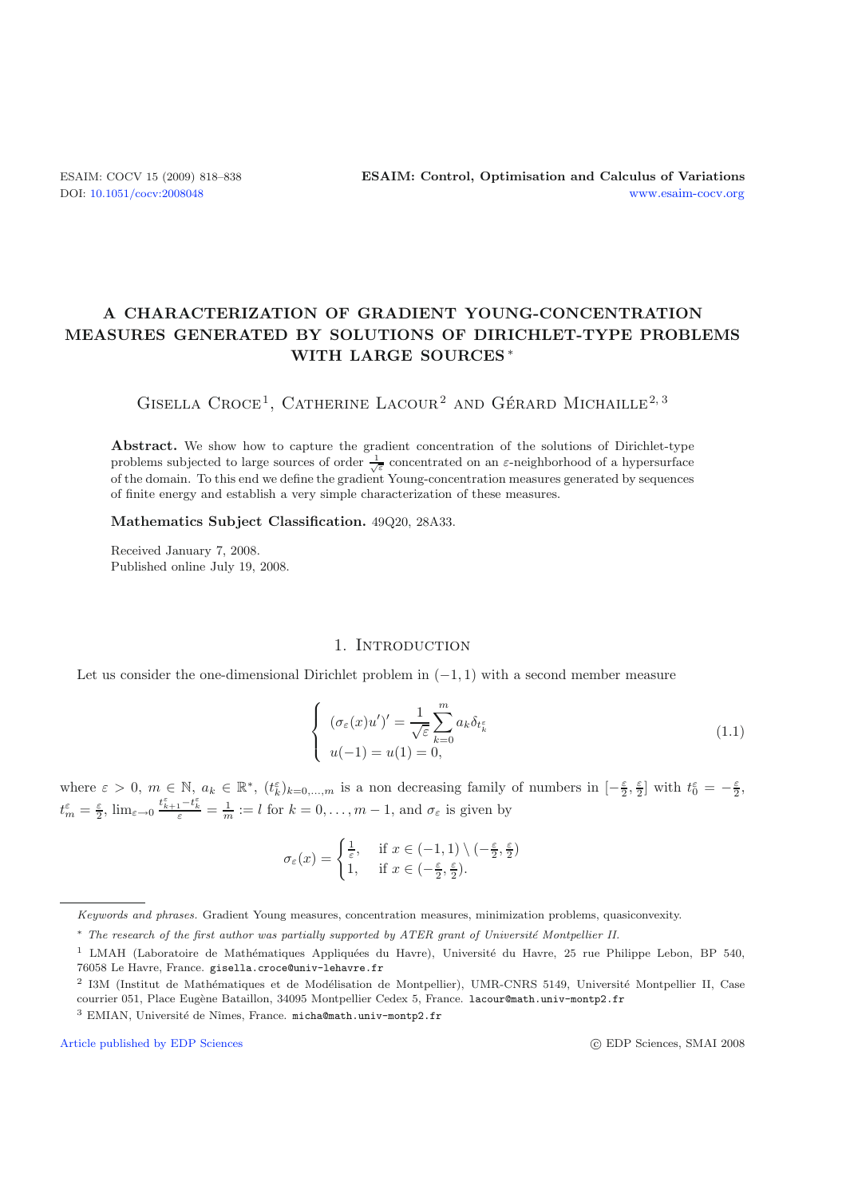# A CHARACTERIZATION OF GRADIENT YOUNG-CONCENTRATION MEASURES GENERATED BY SOLUTIONS OF DIRICHLET-TYPE PROBLEMS WITH LARGE SOURCES *

Gisella Croce[1], Catherine Lacour[2] and Gérard Michaille[2, 3]

**Abstract.** We show how to capture the gradient concentration of the solutions of Dirichlet-type problems subjected to large sources of order $\frac{1}{\sqrt{\varepsilon}}$ concentrated on an $\varepsilon$-neighborhood of a hypersurface of the domain. To this end we define the gradient Young-concentration measures generated by sequences of finite energy and establish a very simple characterization of these measures.

**Mathematics Subject Classification.** 49Q20, 28A33.

Received January 7, 2008.
Published online July 19, 2008.

## 1. Introduction

Let us consider the one-dimensional Dirichlet problem in $(-1,1)$ with a second member measure

$$
\begin{cases}
(\sigma_\varepsilon(x)u')' = \dfrac{1}{\sqrt{\varepsilon}} \displaystyle\sum_{k=0}^{m} a_k \delta_{t_k^\varepsilon} \\
u(-1) = u(1) = 0,
\end{cases}
\tag{1.1}
$$

where $\varepsilon > 0$, $m \in \mathbb{N}$, $a_k \in \mathbb{R}^*$, $(t_k^\varepsilon)_{k=0,\dots,m}$ is a non decreasing family of numbers in $[-\frac{\varepsilon}{2}, \frac{\varepsilon}{2}]$ with $t_0^\varepsilon = -\frac{\varepsilon}{2}$, $t_m^\varepsilon = \frac{\varepsilon}{2}$, $\lim_{\varepsilon \to 0} \frac{t_{k+1}^\varepsilon - t_k^\varepsilon}{\varepsilon} = \frac{1}{m} := l$ for $k = 0, \dots, m-1$, and $\sigma_\varepsilon$ is given by

$$
\sigma_\varepsilon(x) = \begin{cases} \frac{1}{\varepsilon}, & \text{if } x \in (-1,1) \setminus (-\frac{\varepsilon}{2}, \frac{\varepsilon}{2}) \\ 1, & \text{if } x \in (-\frac{\varepsilon}{2}, \frac{\varepsilon}{2}). \end{cases}
$$

---

*Keywords and phrases.* Gradient Young measures, concentration measures, minimization problems, quasiconvexity.

\* *The research of the first author was partially supported by ATER grant of Université Montpellier II.*

[1] LMAH (Laboratoire de Mathématiques Appliquées du Havre), Université du Havre, 25 rue Philippe Lebon, BP 540, 76058 Le Havre, France. gisella.croce@univ-lehavre.fr

[2] I3M (Institut de Mathématiques et de Modélisation de Montpellier), UMR-CNRS 5149, Université Montpellier II, Case courrier 051, Place Eugène Bataillon, 34095 Montpellier Cedex 5, France. lacour@math.univ-montp2.fr

[3] EMIAN, Université de Nîmes, France. micha@math.univ-montp2.fr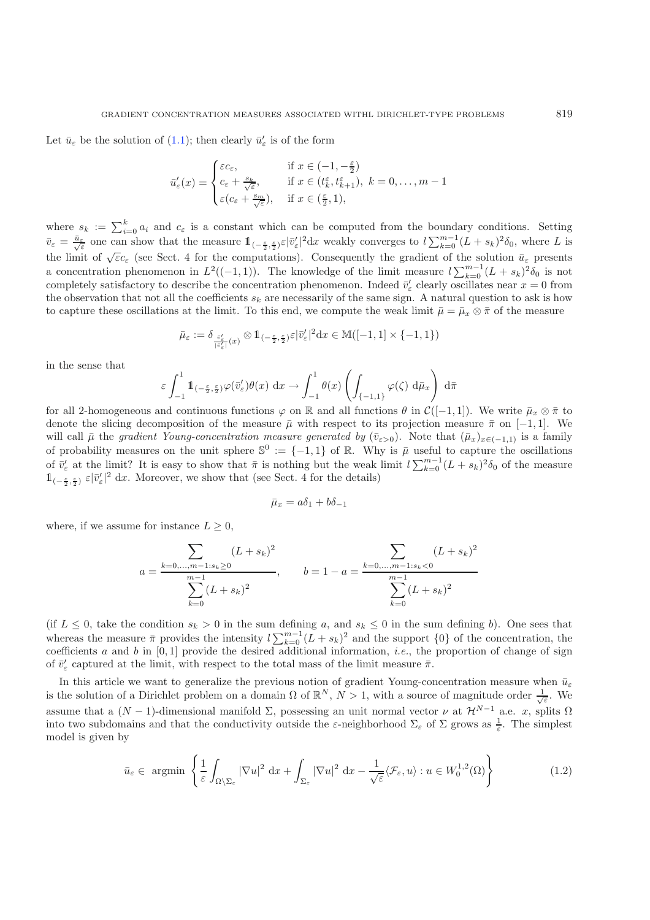Let $\bar{u}_\varepsilon$ be the solution of (1.1); then clearly $\bar{u}'_\varepsilon$ is of the form

$$
\bar{u}'_\varepsilon(x) = \begin{cases} \varepsilon c_\varepsilon, & \text{if } x \in (-1, -\frac{\varepsilon}{2}) \\ c_\varepsilon + \frac{s_k}{\sqrt{\varepsilon}}, & \text{if } x \in (t^\varepsilon_k, t^\varepsilon_{k+1}),\ k = 0, \dots, m-1 \\ \varepsilon(c_\varepsilon + \frac{s_m}{\sqrt{\varepsilon}}), & \text{if } x \in (\frac{\varepsilon}{2}, 1), \end{cases}
$$

where $s_k := \sum_{i=0}^k a_i$ and $c_\varepsilon$ is a constant which can be computed from the boundary conditions. Setting $\bar{v}_\varepsilon = \frac{\bar{u}_\varepsilon}{\sqrt{\varepsilon}}$ one can show that the measure $\mathbb{1}_{(-\frac{\varepsilon}{2}, \frac{\varepsilon}{2})} \varepsilon |\bar{v}'_\varepsilon|^2 \mathrm{d}x$ weakly converges to $l \sum_{k=0}^{m-1} (L + s_k)^2 \delta_0$, where $L$ is the limit of $\sqrt{\varepsilon} c_\varepsilon$ (see Sect. 4 for the computations). Consequently the gradient of the solution $\bar{u}_\varepsilon$ presents a concentration phenomenon in $L^2((-1,1))$. The knowledge of the limit measure $l \sum_{k=0}^{m-1} (L + s_k)^2 \delta_0$ is not completely satisfactory to describe the concentration phenomenon. Indeed $\bar{v}'_\varepsilon$ clearly oscillates near $x = 0$ from the observation that not all the coefficients $s_k$ are necessarily of the same sign. A natural question to ask is how to capture these oscillations at the limit. To this end, we compute the weak limit $\bar{\mu} = \bar{\mu}_x \otimes \bar{\pi}$ of the measure

$$
\bar{\mu}_\varepsilon := \delta_{\frac{\bar{v}'_\varepsilon}{|\bar{v}'_\varepsilon|}(x)} \otimes \mathbb{1}_{(-\frac{\varepsilon}{2}, \frac{\varepsilon}{2})} \varepsilon |\bar{v}'_\varepsilon|^2 \mathrm{d}x \in \mathbb{M}([-1,1] \times \{-1,1\})
$$

in the sense that

$$
\varepsilon \int_{-1}^{1} \mathbb{1}_{(-\frac{\varepsilon}{2}, \frac{\varepsilon}{2})} \varphi(\bar{v}'_\varepsilon) \theta(x)\ \mathrm{d}x \to \int_{-1}^{1} \theta(x) \left( \int_{\{-1,1\}} \varphi(\zeta)\ \mathrm{d}\bar{\mu}_x \right)\ \mathrm{d}\bar{\pi}
$$

for all 2-homogeneous and continuous functions $\varphi$ on $\mathbb{R}$ and all functions $\theta$ in $\mathcal{C}([-1,1])$. We write $\bar{\mu}_x \otimes \bar{\pi}$ to denote the slicing decomposition of the measure $\bar{\mu}$ with respect to its projection measure $\bar{\pi}$ on $[-1,1]$. We will call $\bar{\mu}$ the *gradient Young-concentration measure generated by* $(\bar{v}_{\varepsilon > 0})$. Note that $(\bar{\mu}_x)_{x \in (-1,1)}$ is a family of probability measures on the unit sphere $\mathbb{S}^0 := \{-1, 1\}$ of $\mathbb{R}$. Why is $\bar{\mu}$ useful to capture the oscillations of $\bar{v}'_\varepsilon$ at the limit? It is easy to show that $\bar{\pi}$ is nothing but the weak limit $l \sum_{k=0}^{m-1} (L + s_k)^2 \delta_0$ of the measure $\mathbb{1}_{(-\frac{\varepsilon}{2}, \frac{\varepsilon}{2})}\ \varepsilon |\bar{v}'_\varepsilon|^2\ \mathrm{d}x$. Moreover, we show that (see Sect. 4 for the details)

$$
\bar{\mu}_x = a\delta_1 + b\delta_{-1}
$$

where, if we assume for instance $L \geq 0$,

$$
a = \frac{\displaystyle\sum_{k=0,\dots,m-1 : s_k \geq 0} (L + s_k)^2}{\displaystyle\sum_{k=0}^{m-1} (L + s_k)^2}, \qquad b = 1 - a = \frac{\displaystyle\sum_{k=0,\dots,m-1 : s_k < 0} (L + s_k)^2}{\displaystyle\sum_{k=0}^{m-1} (L + s_k)^2}
$$

(if $L \leq 0$, take the condition $s_k > 0$ in the sum defining $a$, and $s_k \leq 0$ in the sum defining $b$). One sees that whereas the measure $\bar{\pi}$ provides the intensity $l \sum_{k=0}^{m-1} (L + s_k)^2$ and the support $\{0\}$ of the concentration, the coefficients $a$ and $b$ in $[0,1]$ provide the desired additional information, *i.e.*, the proportion of change of sign of $\bar{v}'_\varepsilon$ captured at the limit, with respect to the total mass of the limit measure $\bar{\pi}$.

In this article we want to generalize the previous notion of gradient Young-concentration measure when $\bar{u}_\varepsilon$ is the solution of a Dirichlet problem on a domain $\Omega$ of $\mathbb{R}^N$, $N > 1$, with a source of magnitude order $\frac{1}{\sqrt{\varepsilon}}$. We assume that a $(N-1)$-dimensional manifold $\Sigma$, possessing an unit normal vector $\nu$ at $\mathcal{H}^{N-1}$ a.e. $x$, splits $\Omega$ into two subdomains and that the conductivity outside the $\varepsilon$-neighborhood $\Sigma_\varepsilon$ of $\Sigma$ grows as $\frac{1}{\varepsilon}$. The simplest model is given by

$$
\bar{u}_\varepsilon \in \ \mathrm{argmin} \left\{ \frac{1}{\varepsilon} \int_{\Omega \setminus \Sigma_\varepsilon} |\nabla u|^2\ \mathrm{d}x + \int_{\Sigma_\varepsilon} |\nabla u|^2\ \mathrm{d}x - \frac{1}{\sqrt{\varepsilon}} \langle \mathcal{F}_\varepsilon, u \rangle : u \in W_0^{1,2}(\Omega) \right\} \tag{1.2}
$$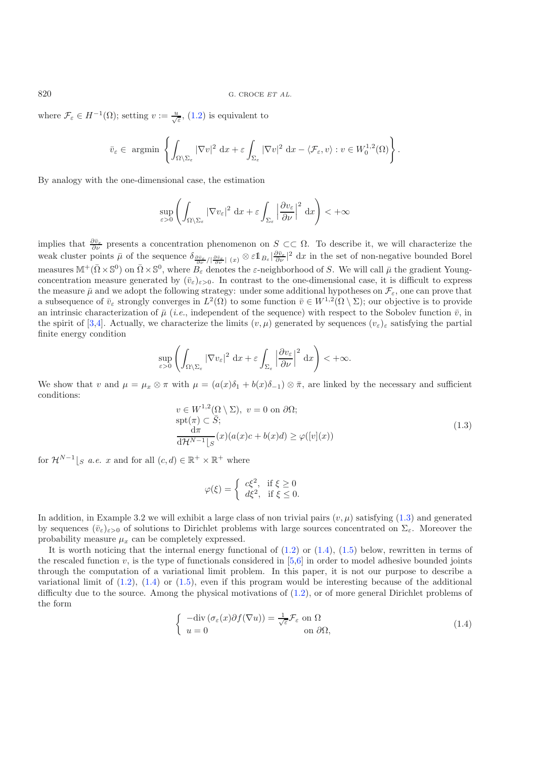where $\mathcal{F}_\varepsilon \in H^{-1}(\Omega)$; setting $v := \frac{u}{\sqrt{\varepsilon}}$, (1.2) is equivalent to

$$\bar{v}_\varepsilon \in \text{ argmin } \left\{ \int_{\Omega\setminus\Sigma_\varepsilon} |\nabla v|^2 \, \mathrm{d}x + \varepsilon \int_{\Sigma_\varepsilon} |\nabla v|^2 \, \mathrm{d}x - \langle \mathcal{F}_\varepsilon, v\rangle : v \in W_0^{1,2}(\Omega) \right\}.$$

By analogy with the one-dimensional case, the estimation

$$\sup_{\varepsilon>0} \left( \int_{\Omega\setminus\Sigma_\varepsilon} |\nabla v_\varepsilon|^2 \, \mathrm{d}x + \varepsilon \int_{\Sigma_\varepsilon} \left|\frac{\partial v_\varepsilon}{\partial \nu}\right|^2 \, \mathrm{d}x \right) < +\infty$$

implies that $\frac{\partial \bar{v}_\varepsilon}{\partial \nu}$ presents a concentration phenomenon on $S \subset\subset \Omega$. To describe it, we will characterize the weak cluster points $\bar{\mu}$ of the sequence $\delta_{\frac{\partial \bar{v}_\varepsilon}{\partial \nu}/|\frac{\partial \bar{v}_\varepsilon}{\partial \nu}|\ (x)} \otimes \varepsilon \mathbb{1}_{B_\varepsilon} |\frac{\partial \bar{v}_\varepsilon}{\partial \nu}|^2 \, \mathrm{d}x$ in the set of non-negative bounded Borel measures $\mathbb{M}^+(\bar{\Omega}\times\mathbb{S}^0)$ on $\bar{\Omega}\times\mathbb{S}^0$, where $B_\varepsilon$ denotes the $\varepsilon$-neighborhood of $S$. We will call $\bar{\mu}$ the gradient Young-concentration measure generated by $(\bar{v}_\varepsilon)_{\varepsilon>0}$. In contrast to the one-dimensional case, it is difficult to express the measure $\bar{\mu}$ and we adopt the following strategy: under some additional hypotheses on $\mathcal{F}_\varepsilon$, one can prove that a subsequence of $\bar{v}_\varepsilon$ strongly converges in $L^2(\Omega)$ to some function $\bar{v} \in W^{1,2}(\Omega\setminus\Sigma)$; our objective is to provide an intrinsic characterization of $\bar{\mu}$ (*i.e.*, independent of the sequence) with respect to the Sobolev function $\bar{v}$, in the spirit of [3,4]. Actually, we characterize the limits $(v, \mu)$ generated by sequences $(v_\varepsilon)_\varepsilon$ satisfying the partial finite energy condition

$$\sup_{\varepsilon>0} \left( \int_{\Omega\setminus\Sigma_\varepsilon} |\nabla v_\varepsilon|^2 \, \mathrm{d}x + \varepsilon \int_{\Sigma_\varepsilon} \left|\frac{\partial v_\varepsilon}{\partial \nu}\right|^2 \, \mathrm{d}x \right) < +\infty.$$

We show that $v$ and $\mu = \mu_x \otimes \pi$ with $\mu = (a(x)\delta_1 + b(x)\delta_{-1}) \otimes \bar{\pi}$, are linked by the necessary and sufficient conditions:

$$\begin{aligned}
&v \in W^{1,2}(\Omega\setminus\Sigma),\ v = 0 \text{ on } \partial\Omega;\\
&\operatorname{spt}(\pi) \subset \bar{S};\\
&\frac{\mathrm{d}\pi}{\mathrm{d}\mathcal{H}^{N-1}\lfloor_S}(x)(a(x)c + b(x)d) \geq \varphi([v](x))
\end{aligned} \tag{1.3}$$

for $\mathcal{H}^{N-1}\lfloor_S$ *a.e.* $x$ and for all $(c, d) \in \mathbb{R}^+ \times \mathbb{R}^+$ where

$$\varphi(\xi) = \begin{cases} c\xi^2, & \text{if } \xi \geq 0\\ d\xi^2, & \text{if } \xi \leq 0. \end{cases}$$

In addition, in Example 3.2 we will exhibit a large class of non trivial pairs $(v, \mu)$ satisfying (1.3) and generated by sequences $(\bar{v}_\varepsilon)_{\varepsilon>0}$ of solutions to Dirichlet problems with large sources concentrated on $\Sigma_\varepsilon$. Moreover the probability measure $\mu_x$ can be completely expressed.

It is worth noticing that the internal energy functional of (1.2) or (1.4), (1.5) below, rewritten in terms of the rescaled function $v$, is the type of functionals considered in [5,6] in order to model adhesive bounded joints through the computation of a variational limit problem. In this paper, it is not our purpose to describe a variational limit of (1.2), (1.4) or (1.5), even if this program would be interesting because of the additional difficulty due to the source. Among the physical motivations of (1.2), or of more general Dirichlet problems of the form

$$\begin{cases} -\operatorname{div}\left(\sigma_\varepsilon(x)\partial f(\nabla u)\right) = \frac{1}{\sqrt{\varepsilon}}\mathcal{F}_\varepsilon & \text{on } \Omega\\ u = 0 & \text{on } \partial\Omega, \end{cases} \tag{1.4}$$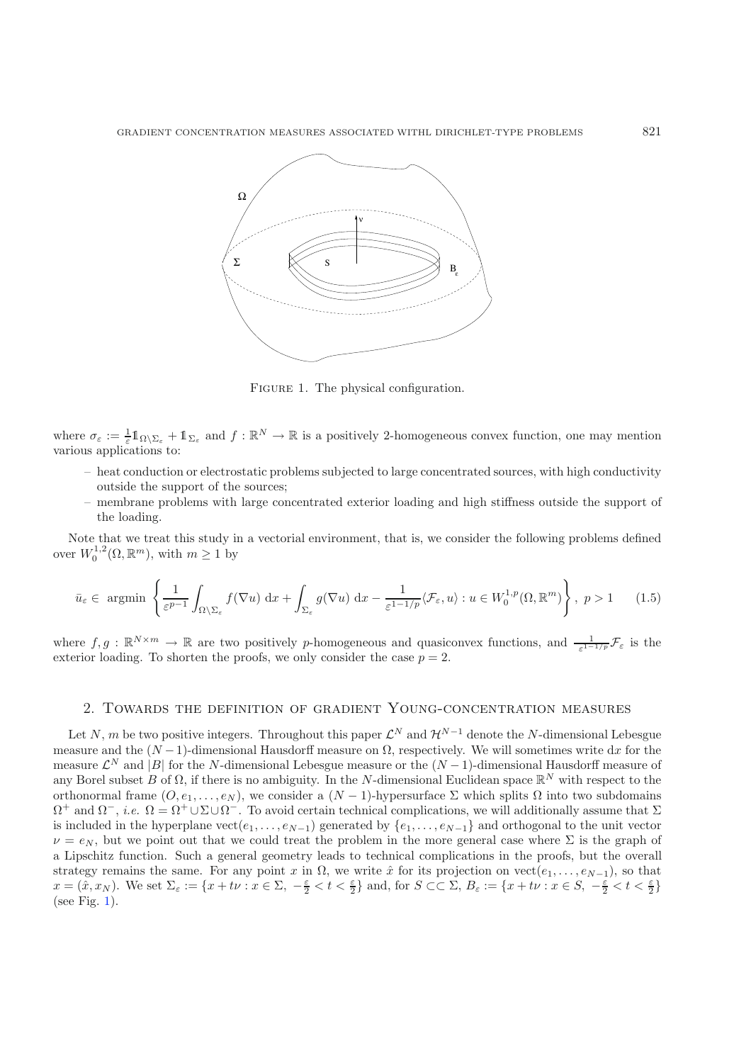FIGURE 1. The physical configuration.

where $\sigma_\varepsilon := \frac{1}{\varepsilon}\mathbb{1}_{\Omega\setminus\Sigma_\varepsilon} + \mathbb{1}_{\Sigma_\varepsilon}$ and $f : \mathbb{R}^N \to \mathbb{R}$ is a positively 2-homogeneous convex function, one may mention various applications to:

- heat conduction or electrostatic problems subjected to large concentrated sources, with high conductivity outside the support of the sources;
- membrane problems with large concentrated exterior loading and high stiffness outside the support of the loading.

Note that we treat this study in a vectorial environment, that is, we consider the following problems defined over $W_0^{1,2}(\Omega, \mathbb{R}^m)$, with $m \geq 1$ by

$$\bar{u}_\varepsilon \in \operatorname{argmin} \left\{ \frac{1}{\varepsilon^{p-1}} \int_{\Omega\setminus\Sigma_\varepsilon} f(\nabla u)\ \mathrm{d}x + \int_{\Sigma_\varepsilon} g(\nabla u)\ \mathrm{d}x - \frac{1}{\varepsilon^{1-1/p}}\langle \mathcal{F}_\varepsilon, u\rangle : u \in W_0^{1,p}(\Omega, \mathbb{R}^m) \right\},\ p > 1 \qquad (1.5)$$

where $f, g : \mathbb{R}^{N\times m} \to \mathbb{R}$ are two positively $p$-homogeneous and quasiconvex functions, and $\frac{1}{\varepsilon^{1-1/p}}\mathcal{F}_\varepsilon$ is the exterior loading. To shorten the proofs, we only consider the case $p = 2$.

## 2. Towards the definition of gradient Young-concentration measures

Let $N$, $m$ be two positive integers. Throughout this paper $\mathcal{L}^N$ and $\mathcal{H}^{N-1}$ denote the $N$-dimensional Lebesgue measure and the $(N-1)$-dimensional Hausdorff measure on $\Omega$, respectively. We will sometimes write $\mathrm{d}x$ for the measure $\mathcal{L}^N$ and $|B|$ for the $N$-dimensional Lebesgue measure or the $(N-1)$-dimensional Hausdorff measure of any Borel subset $B$ of $\Omega$, if there is no ambiguity. In the $N$-dimensional Euclidean space $\mathbb{R}^N$ with respect to the orthonormal frame $(O, e_1, \ldots, e_N)$, we consider a $(N-1)$-hypersurface $\Sigma$ which splits $\Omega$ into two subdomains $\Omega^+$ and $\Omega^-$, *i.e.* $\Omega = \Omega^+ \cup \Sigma \cup \Omega^-$. To avoid certain technical complications, we will additionally assume that $\Sigma$ is included in the hyperplane $\mathrm{vect}(e_1, \ldots, e_{N-1})$ generated by $\{e_1, \ldots, e_{N-1}\}$ and orthogonal to the unit vector $\nu = e_N$, but we point out that we could treat the problem in the more general case where $\Sigma$ is the graph of a Lipschitz function. Such a general geometry leads to technical complications in the proofs, but the overall strategy remains the same. For any point $x$ in $\Omega$, we write $\hat{x}$ for its projection on $\mathrm{vect}(e_1, \ldots, e_{N-1})$, so that $x = (\hat{x}, x_N)$. We set $\Sigma_\varepsilon := \{x + t\nu : x \in \Sigma,\ -\frac{\varepsilon}{2} < t < \frac{\varepsilon}{2}\}$ and, for $S \subset\subset \Sigma$, $B_\varepsilon := \{x + t\nu : x \in S,\ -\frac{\varepsilon}{2} < t < \frac{\varepsilon}{2}\}$ (see Fig. 1).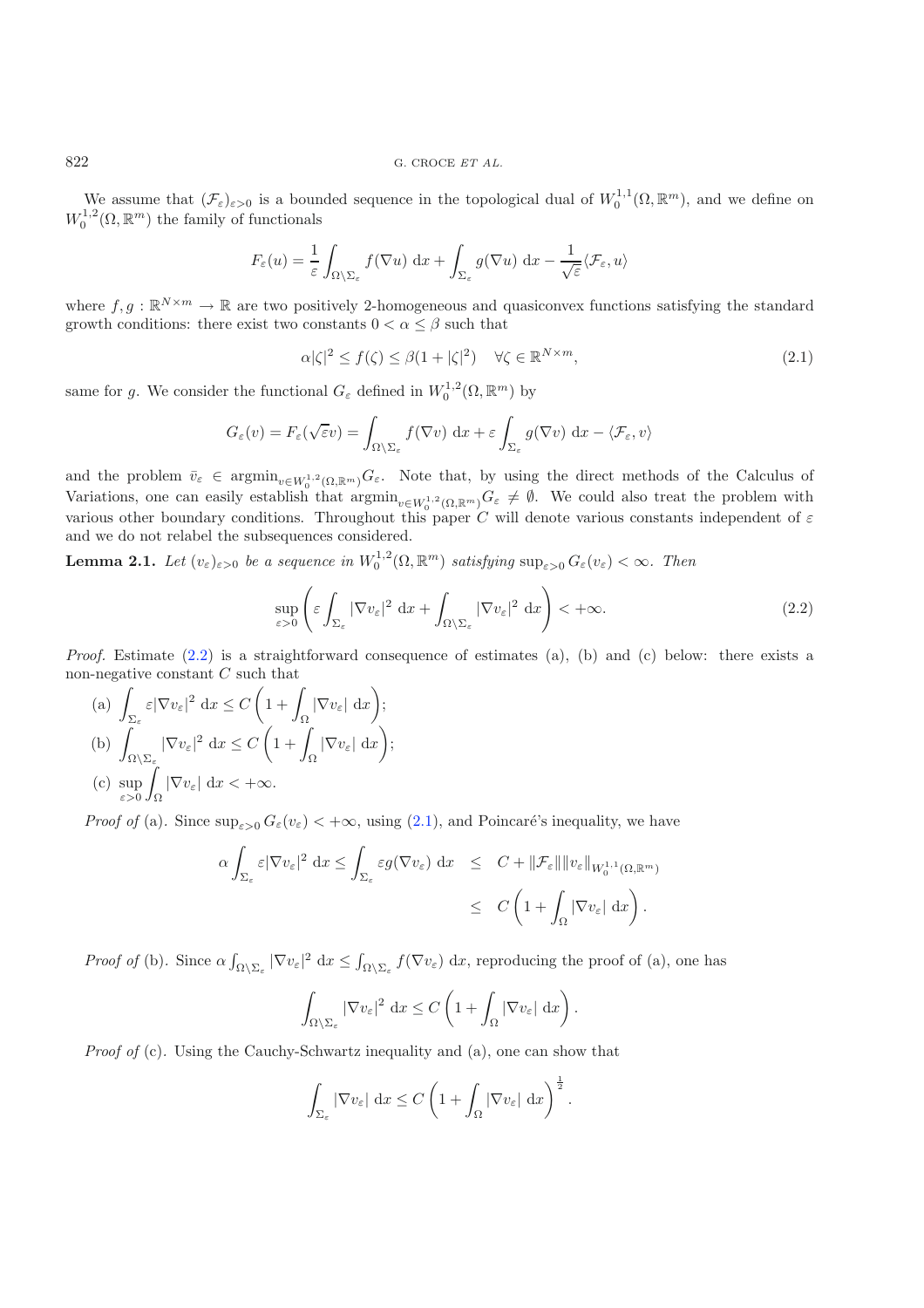We assume that $(\mathcal{F}_\varepsilon)_{\varepsilon>0}$ is a bounded sequence in the topological dual of $W_0^{1,1}(\Omega,\mathbb{R}^m)$, and we define on $W_0^{1,2}(\Omega,\mathbb{R}^m)$ the family of functionals

$$F_\varepsilon(u) = \frac{1}{\varepsilon}\int_{\Omega\setminus\Sigma_\varepsilon} f(\nabla u)\ \mathrm{d}x + \int_{\Sigma_\varepsilon} g(\nabla u)\ \mathrm{d}x - \frac{1}{\sqrt{\varepsilon}}\langle \mathcal{F}_\varepsilon, u\rangle$$

where $f, g : \mathbb{R}^{N\times m} \to \mathbb{R}$ are two positively 2-homogeneous and quasiconvex functions satisfying the standard growth conditions: there exist two constants $0 < \alpha \leq \beta$ such that

$$\alpha|\zeta|^2 \leq f(\zeta) \leq \beta(1 + |\zeta|^2) \quad \forall \zeta \in \mathbb{R}^{N\times m}, \tag{2.1}$$

same for $g$. We consider the functional $G_\varepsilon$ defined in $W_0^{1,2}(\Omega,\mathbb{R}^m)$ by

$$G_\varepsilon(v) = F_\varepsilon(\sqrt{\varepsilon}v) = \int_{\Omega\setminus\Sigma_\varepsilon} f(\nabla v)\ \mathrm{d}x + \varepsilon\int_{\Sigma_\varepsilon} g(\nabla v)\ \mathrm{d}x - \langle \mathcal{F}_\varepsilon, v\rangle$$

and the problem $\bar{v}_\varepsilon \in \mathrm{argmin}_{v\in W_0^{1,2}(\Omega,\mathbb{R}^m)} G_\varepsilon$. Note that, by using the direct methods of the Calculus of Variations, one can easily establish that $\mathrm{argmin}_{v\in W_0^{1,2}(\Omega,\mathbb{R}^m)} G_\varepsilon \neq \emptyset$. We could also treat the problem with various other boundary conditions. Throughout this paper $C$ will denote various constants independent of $\varepsilon$ and we do not relabel the subsequences considered.

**Lemma 2.1.** *Let $(v_\varepsilon)_{\varepsilon>0}$ be a sequence in $W_0^{1,2}(\Omega,\mathbb{R}^m)$ satisfying $\sup_{\varepsilon>0} G_\varepsilon(v_\varepsilon) < \infty$. Then*

$$\sup_{\varepsilon>0}\left(\varepsilon\int_{\Sigma_\varepsilon} |\nabla v_\varepsilon|^2\ \mathrm{d}x + \int_{\Omega\setminus\Sigma_\varepsilon} |\nabla v_\varepsilon|^2\ \mathrm{d}x\right) < +\infty. \tag{2.2}$$

*Proof.* Estimate (2.2) is a straightforward consequence of estimates (a), (b) and (c) below: there exists a non-negative constant $C$ such that

(a) $\displaystyle\int_{\Sigma_\varepsilon} \varepsilon|\nabla v_\varepsilon|^2\ \mathrm{d}x \leq C\left(1 + \int_\Omega |\nabla v_\varepsilon|\ \mathrm{d}x\right)$;

(b) $\displaystyle\int_{\Omega\setminus\Sigma_\varepsilon} |\nabla v_\varepsilon|^2\ \mathrm{d}x \leq C\left(1 + \int_\Omega |\nabla v_\varepsilon|\ \mathrm{d}x\right)$;

(c) $\displaystyle\sup_{\varepsilon>0}\int_\Omega |\nabla v_\varepsilon|\ \mathrm{d}x < +\infty$.

*Proof of* (a). Since $\sup_{\varepsilon>0} G_\varepsilon(v_\varepsilon) < +\infty$, using (2.1), and Poincaré's inequality, we have

$$\begin{aligned}\alpha\int_{\Sigma_\varepsilon} \varepsilon|\nabla v_\varepsilon|^2\ \mathrm{d}x \leq \int_{\Sigma_\varepsilon} \varepsilon g(\nabla v_\varepsilon)\ \mathrm{d}x &\leq C + \|\mathcal{F}_\varepsilon\|\|v_\varepsilon\|_{W_0^{1,1}(\Omega,\mathbb{R}^m)} \\ &\leq C\left(1 + \int_\Omega |\nabla v_\varepsilon|\ \mathrm{d}x\right).\end{aligned}$$

*Proof of* (b). Since $\alpha\int_{\Omega\setminus\Sigma_\varepsilon} |\nabla v_\varepsilon|^2\ \mathrm{d}x \leq \int_{\Omega\setminus\Sigma_\varepsilon} f(\nabla v_\varepsilon)\ \mathrm{d}x$, reproducing the proof of (a), one has

$$\int_{\Omega\setminus\Sigma_\varepsilon} |\nabla v_\varepsilon|^2\ \mathrm{d}x \leq C\left(1 + \int_\Omega |\nabla v_\varepsilon|\ \mathrm{d}x\right).$$

*Proof of* (c). Using the Cauchy-Schwartz inequality and (a), one can show that

$$\int_{\Sigma_\varepsilon} |\nabla v_\varepsilon|\ \mathrm{d}x \leq C\left(1 + \int_\Omega |\nabla v_\varepsilon|\ \mathrm{d}x\right)^{\frac{1}{2}}.$$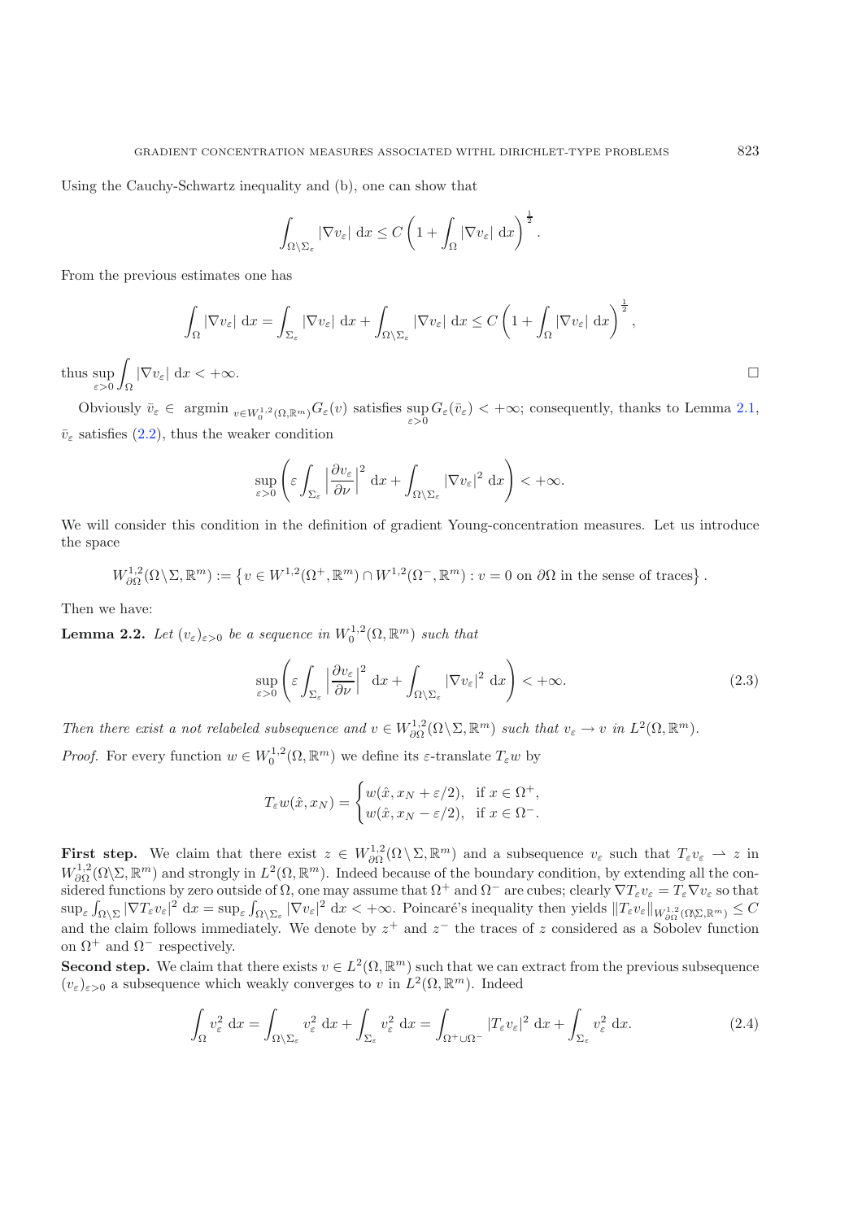Using the Cauchy-Schwartz inequality and (b), one can show that

$$\int_{\Omega\setminus\Sigma_\varepsilon} |\nabla v_\varepsilon| \, \mathrm{d}x \leq C\left(1+\int_\Omega |\nabla v_\varepsilon| \, \mathrm{d}x\right)^{\frac{1}{2}}.$$

From the previous estimates one has

$$\int_\Omega |\nabla v_\varepsilon| \, \mathrm{d}x = \int_{\Sigma_\varepsilon} |\nabla v_\varepsilon| \, \mathrm{d}x + \int_{\Omega\setminus\Sigma_\varepsilon} |\nabla v_\varepsilon| \, \mathrm{d}x \leq C\left(1+\int_\Omega |\nabla v_\varepsilon| \, \mathrm{d}x\right)^{\frac{1}{2}},$$

thus $\sup_{\varepsilon>0}\int_\Omega |\nabla v_\varepsilon| \, \mathrm{d}x < +\infty$. $\square$

Obviously $\bar{v}_\varepsilon \in \operatorname{argmin}_{v\in W_0^{1,2}(\Omega,\mathbb{R}^m)} G_\varepsilon(v)$ satisfies $\sup_{\varepsilon>0} G_\varepsilon(\bar{v}_\varepsilon) < +\infty$; consequently, thanks to Lemma 2.1, $\bar{v}_\varepsilon$ satisfies (2.2), thus the weaker condition

$$\sup_{\varepsilon>0}\left(\varepsilon\int_{\Sigma_\varepsilon}\left|\frac{\partial v_\varepsilon}{\partial \nu}\right|^2 \mathrm{d}x + \int_{\Omega\setminus\Sigma_\varepsilon} |\nabla v_\varepsilon|^2 \, \mathrm{d}x\right) < +\infty.$$

We will consider this condition in the definition of gradient Young-concentration measures. Let us introduce the space

$$W^{1,2}_{\partial\Omega}(\Omega\setminus\Sigma,\mathbb{R}^m) := \left\{v \in W^{1,2}(\Omega^+,\mathbb{R}^m)\cap W^{1,2}(\Omega^-,\mathbb{R}^m) : v = 0 \text{ on } \partial\Omega \text{ in the sense of traces}\right\}.$$

Then we have:

**Lemma 2.2.** *Let $(v_\varepsilon)_{\varepsilon>0}$ be a sequence in $W_0^{1,2}(\Omega,\mathbb{R}^m)$ such that*

$$\sup_{\varepsilon>0}\left(\varepsilon\int_{\Sigma_\varepsilon}\left|\frac{\partial v_\varepsilon}{\partial \nu}\right|^2 \mathrm{d}x + \int_{\Omega\setminus\Sigma_\varepsilon} |\nabla v_\varepsilon|^2 \, \mathrm{d}x\right) < +\infty. \tag{2.3}$$

*Then there exist a not relabeled subsequence and $v \in W^{1,2}_{\partial\Omega}(\Omega\setminus\Sigma,\mathbb{R}^m)$ such that $v_\varepsilon \to v$ in $L^2(\Omega,\mathbb{R}^m)$.*

*Proof.* For every function $w \in W_0^{1,2}(\Omega,\mathbb{R}^m)$ we define its $\varepsilon$-translate $T_\varepsilon w$ by

$$T_\varepsilon w(\hat{x},x_N) = \begin{cases} w(\hat{x},x_N+\varepsilon/2), & \text{if } x \in \Omega^+,\\ w(\hat{x},x_N-\varepsilon/2), & \text{if } x \in \Omega^-.\end{cases}$$

**First step.** We claim that there exist $z \in W^{1,2}_{\partial\Omega}(\Omega\setminus\Sigma,\mathbb{R}^m)$ and a subsequence $v_\varepsilon$ such that $T_\varepsilon v_\varepsilon \rightharpoonup z$ in $W^{1,2}_{\partial\Omega}(\Omega\setminus\Sigma,\mathbb{R}^m)$ and strongly in $L^2(\Omega,\mathbb{R}^m)$. Indeed because of the boundary condition, by extending all the considered functions by zero outside of $\Omega$, one may assume that $\Omega^+$ and $\Omega^-$ are cubes; clearly $\nabla T_\varepsilon v_\varepsilon = T_\varepsilon \nabla v_\varepsilon$ so that $\sup_\varepsilon \int_{\Omega\setminus\Sigma} |\nabla T_\varepsilon v_\varepsilon|^2 \, \mathrm{d}x = \sup_\varepsilon \int_{\Omega\setminus\Sigma_\varepsilon} |\nabla v_\varepsilon|^2 \, \mathrm{d}x < +\infty$. Poincaré's inequality then yields $\|T_\varepsilon v_\varepsilon\|_{W^{1,2}_{\partial\Omega}(\Omega\setminus\Sigma,\mathbb{R}^m)} \leq C$ and the claim follows immediately. We denote by $z^+$ and $z^-$ the traces of $z$ considered as a Sobolev function on $\Omega^+$ and $\Omega^-$ respectively.

**Second step.** We claim that there exists $v \in L^2(\Omega,\mathbb{R}^m)$ such that we can extract from the previous subsequence $(v_\varepsilon)_{\varepsilon>0}$ a subsequence which weakly converges to $v$ in $L^2(\Omega,\mathbb{R}^m)$. Indeed

$$\int_\Omega v_\varepsilon^2 \, \mathrm{d}x = \int_{\Omega\setminus\Sigma_\varepsilon} v_\varepsilon^2 \, \mathrm{d}x + \int_{\Sigma_\varepsilon} v_\varepsilon^2 \, \mathrm{d}x = \int_{\Omega^+\cup\Omega^-} |T_\varepsilon v_\varepsilon|^2 \, \mathrm{d}x + \int_{\Sigma_\varepsilon} v_\varepsilon^2 \, \mathrm{d}x. \tag{2.4}$$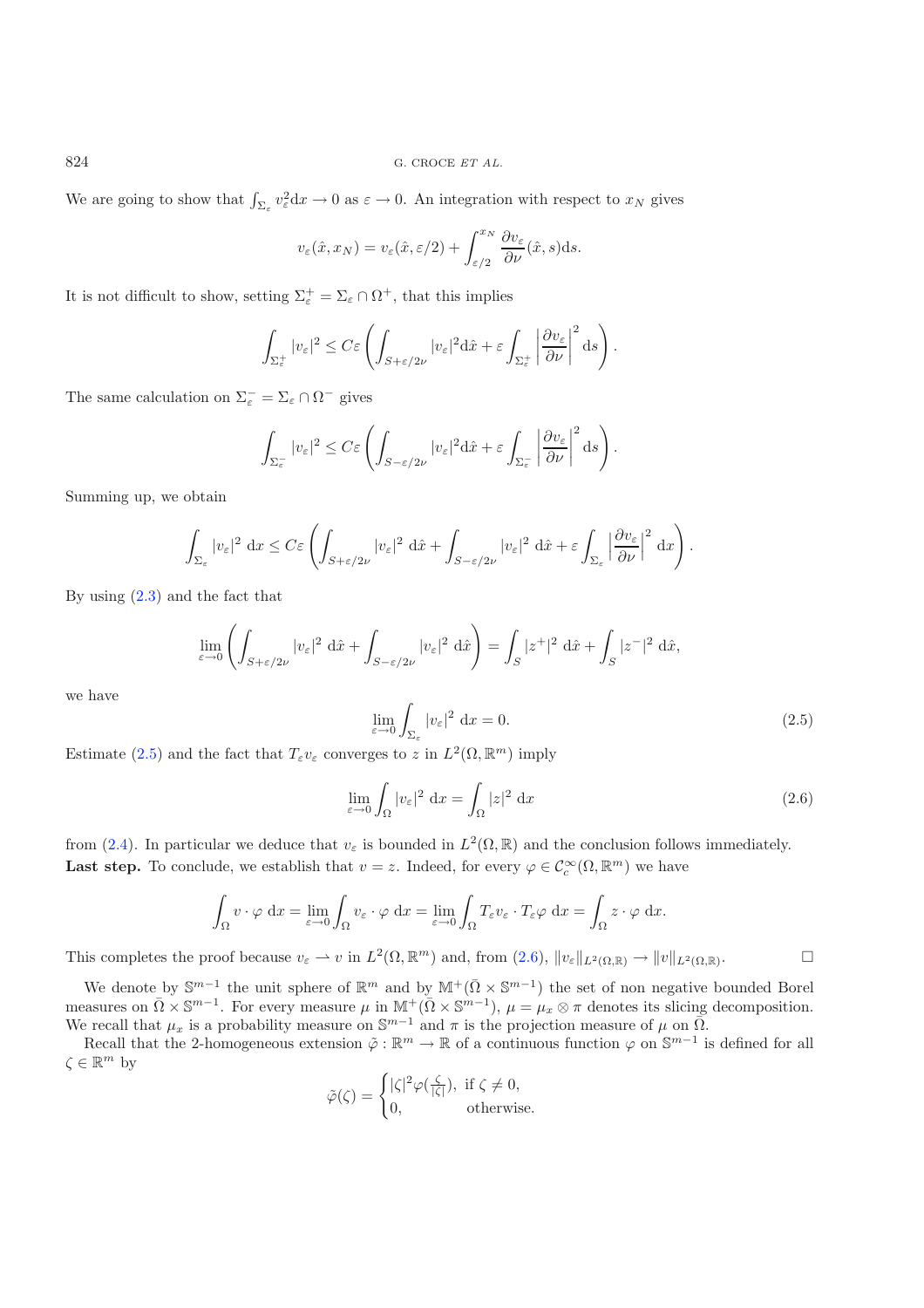We are going to show that $\int_{\Sigma_\varepsilon} v_\varepsilon^2 \mathrm{d}x \to 0$ as $\varepsilon \to 0$. An integration with respect to $x_N$ gives

$$v_\varepsilon(\hat{x}, x_N) = v_\varepsilon(\hat{x}, \varepsilon/2) + \int_{\varepsilon/2}^{x_N} \frac{\partial v_\varepsilon}{\partial \nu}(\hat{x}, s)\mathrm{d}s.$$

It is not difficult to show, setting $\Sigma_\varepsilon^+ = \Sigma_\varepsilon \cap \Omega^+$, that this implies

$$\int_{\Sigma_\varepsilon^+} |v_\varepsilon|^2 \leq C\varepsilon \left( \int_{S+\varepsilon/2\nu} |v_\varepsilon|^2 \mathrm{d}\hat{x} + \varepsilon \int_{\Sigma_\varepsilon^+} \left| \frac{\partial v_\varepsilon}{\partial \nu} \right|^2 \mathrm{d}s \right).$$

The same calculation on $\Sigma_\varepsilon^- = \Sigma_\varepsilon \cap \Omega^-$ gives

$$\int_{\Sigma_\varepsilon^-} |v_\varepsilon|^2 \leq C\varepsilon \left( \int_{S-\varepsilon/2\nu} |v_\varepsilon|^2 \mathrm{d}\hat{x} + \varepsilon \int_{\Sigma_\varepsilon^-} \left| \frac{\partial v_\varepsilon}{\partial \nu} \right|^2 \mathrm{d}s \right).$$

Summing up, we obtain

$$\int_{\Sigma_\varepsilon} |v_\varepsilon|^2 \mathrm{~d}x \leq C\varepsilon \left( \int_{S+\varepsilon/2\nu} |v_\varepsilon|^2 \mathrm{~d}\hat{x} + \int_{S-\varepsilon/2\nu} |v_\varepsilon|^2 \mathrm{~d}\hat{x} + \varepsilon \int_{\Sigma_\varepsilon} \left| \frac{\partial v_\varepsilon}{\partial \nu} \right|^2 \mathrm{~d}x \right).$$

By using (2.3) and the fact that

$$\lim_{\varepsilon \to 0} \left( \int_{S+\varepsilon/2\nu} |v_\varepsilon|^2 \mathrm{~d}\hat{x} + \int_{S-\varepsilon/2\nu} |v_\varepsilon|^2 \mathrm{~d}\hat{x} \right) = \int_S |z^+|^2 \mathrm{~d}\hat{x} + \int_S |z^-|^2 \mathrm{~d}\hat{x},$$

we have

$$\lim_{\varepsilon \to 0} \int_{\Sigma_\varepsilon} |v_\varepsilon|^2 \mathrm{~d}x = 0. \tag{2.5}$$

Estimate (2.5) and the fact that $T_\varepsilon v_\varepsilon$ converges to $z$ in $L^2(\Omega, \mathbb{R}^m)$ imply

$$\lim_{\varepsilon \to 0} \int_\Omega |v_\varepsilon|^2 \mathrm{~d}x = \int_\Omega |z|^2 \mathrm{~d}x \tag{2.6}$$

from (2.4). In particular we deduce that $v_\varepsilon$ is bounded in $L^2(\Omega, \mathbb{R})$ and the conclusion follows immediately.

**Last step.** To conclude, we establish that $v = z$. Indeed, for every $\varphi \in \mathcal{C}_c^\infty(\Omega, \mathbb{R}^m)$ we have

$$\int_\Omega v \cdot \varphi \mathrm{~d}x = \lim_{\varepsilon \to 0} \int_\Omega v_\varepsilon \cdot \varphi \mathrm{~d}x = \lim_{\varepsilon \to 0} \int_\Omega T_\varepsilon v_\varepsilon \cdot T_\varepsilon \varphi \mathrm{~d}x = \int_\Omega z \cdot \varphi \mathrm{~d}x.$$

This completes the proof because $v_\varepsilon \rightharpoonup v$ in $L^2(\Omega, \mathbb{R}^m)$ and, from (2.6), $\|v_\varepsilon\|_{L^2(\Omega,\mathbb{R})} \to \|v\|_{L^2(\Omega,\mathbb{R})}$. □

We denote by $\mathbb{S}^{m-1}$ the unit sphere of $\mathbb{R}^m$ and by $\mathbb{M}^+(\bar{\Omega} \times \mathbb{S}^{m-1})$ the set of non negative bounded Borel measures on $\bar{\Omega} \times \mathbb{S}^{m-1}$. For every measure $\mu$ in $\mathbb{M}^+(\bar{\Omega} \times \mathbb{S}^{m-1})$, $\mu = \mu_x \otimes \pi$ denotes its slicing decomposition. We recall that $\mu_x$ is a probability measure on $\mathbb{S}^{m-1}$ and $\pi$ is the projection measure of $\mu$ on $\bar{\Omega}$.

Recall that the 2-homogeneous extension $\tilde{\varphi} : \mathbb{R}^m \to \mathbb{R}$ of a continuous function $\varphi$ on $\mathbb{S}^{m-1}$ is defined for all $\zeta \in \mathbb{R}^m$ by

$$\tilde{\varphi}(\zeta) = \begin{cases} |\zeta|^2 \varphi(\frac{\zeta}{|\zeta|}), & \text{if } \zeta \neq 0, \\ 0, & \text{otherwise.} \end{cases}$$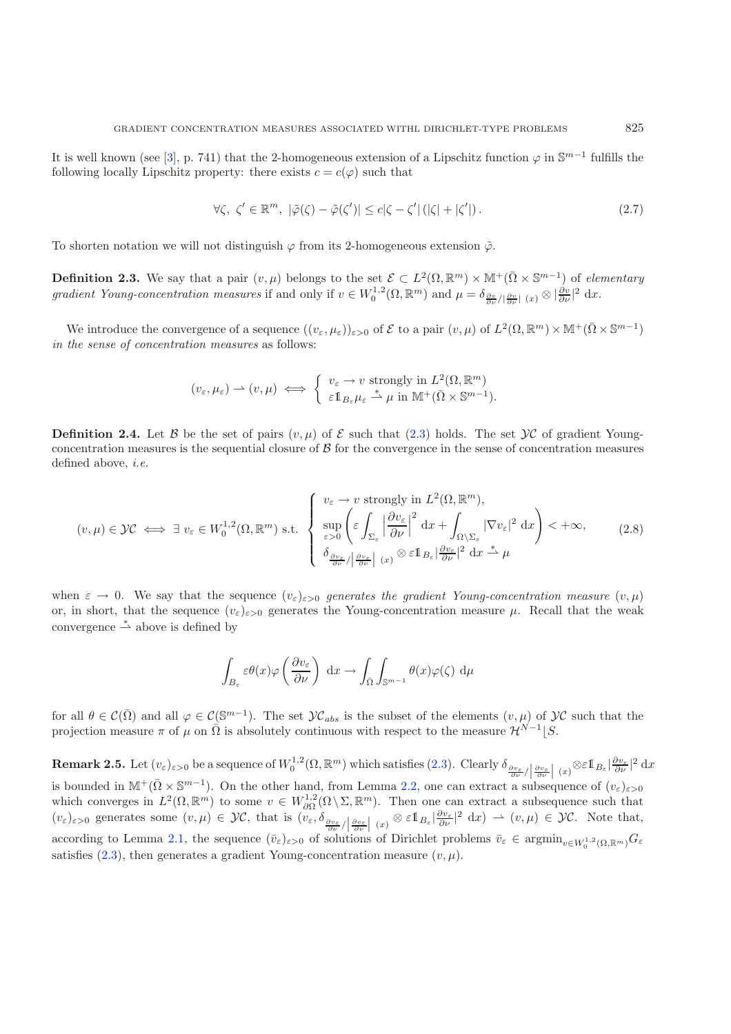It is well known (see [3], p. 741) that the 2-homogeneous extension of a Lipschitz function $\varphi$ in $\mathbb{S}^{m-1}$ fulfills the following locally Lipschitz property: there exists $c = c(\varphi)$ such that

$$\forall \zeta,\ \zeta' \in \mathbb{R}^m,\ |\tilde{\varphi}(\zeta) - \tilde{\varphi}(\zeta')| \leq c|\zeta - \zeta'|\,(|\zeta| + |\zeta'|)\,. \tag{2.7}$$

To shorten notation we will not distinguish $\varphi$ from its 2-homogeneous extension $\tilde{\varphi}$.

**Definition 2.3.** We say that a pair $(v, \mu)$ belongs to the set $\mathcal{E} \subset L^2(\Omega, \mathbb{R}^m) \times \mathbb{M}^+(\bar{\Omega} \times \mathbb{S}^{m-1})$ of *elementary gradient Young-concentration measures* if and only if $v \in W_0^{1,2}(\Omega, \mathbb{R}^m)$ and $\mu = \delta_{\frac{\partial v}{\partial \nu}/|\frac{\partial v}{\partial \nu}|\ (x)} \otimes |\frac{\partial v}{\partial \nu}|^2\ \mathrm{d}x$.

We introduce the convergence of a sequence $((v_\varepsilon, \mu_\varepsilon))_{\varepsilon>0}$ of $\mathcal{E}$ to a pair $(v, \mu)$ of $L^2(\Omega, \mathbb{R}^m) \times \mathbb{M}^+(\bar{\Omega} \times \mathbb{S}^{m-1})$ *in the sense of concentration measures* as follows:

$$(v_\varepsilon, \mu_\varepsilon) \rightharpoonup (v, \mu) \iff \left\{ \begin{array}{l} v_\varepsilon \to v \text{ strongly in } L^2(\Omega, \mathbb{R}^m) \\ \varepsilon \mathbb{1}_{B_\varepsilon} \mu_\varepsilon \overset{*}{\rightharpoonup} \mu \text{ in } \mathbb{M}^+(\bar{\Omega} \times \mathbb{S}^{m-1}). \end{array} \right.$$

**Definition 2.4.** Let $\mathcal{B}$ be the set of pairs $(v, \mu)$ of $\mathcal{E}$ such that (2.3) holds. The set $\mathcal{YC}$ of gradient Young-concentration measures is the sequential closure of $\mathcal{B}$ for the convergence in the sense of concentration measures defined above, *i.e.*

$$(v, \mu) \in \mathcal{YC} \iff \exists\ v_\varepsilon \in W_0^{1,2}(\Omega, \mathbb{R}^m) \text{ s.t. } \left\{ \begin{array}{l} v_\varepsilon \to v \text{ strongly in } L^2(\Omega, \mathbb{R}^m), \\ \sup\limits_{\varepsilon>0} \left( \varepsilon \displaystyle\int_{\Sigma_\varepsilon} \Big|\frac{\partial v_\varepsilon}{\partial \nu}\Big|^2\ \mathrm{d}x + \int_{\Omega \setminus \Sigma_\varepsilon} |\nabla v_\varepsilon|^2\ \mathrm{d}x \right) < +\infty, \\ \delta_{\frac{\partial v_\varepsilon}{\partial \nu}/\left|\frac{\partial v_\varepsilon}{\partial \nu}\right|\ (x)} \otimes \varepsilon \mathbb{1}_{B_\varepsilon} |\frac{\partial v_\varepsilon}{\partial \nu}|^2\ \mathrm{d}x \overset{*}{\rightharpoonup} \mu \end{array} \right. \tag{2.8}$$

when $\varepsilon \to 0$. We say that the sequence $(v_\varepsilon)_{\varepsilon>0}$ *generates the gradient Young-concentration measure* $(v, \mu)$ or, in short, that the sequence $(v_\varepsilon)_{\varepsilon>0}$ generates the Young-concentration measure $\mu$. Recall that the weak convergence $\overset{*}{\rightharpoonup}$ above is defined by

$$\int_{B_\varepsilon} \varepsilon \theta(x) \varphi\left(\frac{\partial v_\varepsilon}{\partial \nu}\right)\ \mathrm{d}x \to \int_{\bar{\Omega}} \int_{\mathbb{S}^{m-1}} \theta(x) \varphi(\zeta)\ \mathrm{d}\mu$$

for all $\theta \in \mathcal{C}(\bar{\Omega})$ and all $\varphi \in \mathcal{C}(\mathbb{S}^{m-1})$. The set $\mathcal{YC}_{abs}$ is the subset of the elements $(v, \mu)$ of $\mathcal{YC}$ such that the projection measure $\pi$ of $\mu$ on $\bar{\Omega}$ is absolutely continuous with respect to the measure $\mathcal{H}^{N-1} \lfloor S$.

**Remark 2.5.** Let $(v_\varepsilon)_{\varepsilon>0}$ be a sequence of $W_0^{1,2}(\Omega, \mathbb{R}^m)$ which satisfies (2.3). Clearly $\delta_{\frac{\partial v_\varepsilon}{\partial \nu}/\left|\frac{\partial v_\varepsilon}{\partial \nu}\right|\ (x)} \otimes \varepsilon \mathbb{1}_{B_\varepsilon} |\frac{\partial v_\varepsilon}{\partial \nu}|^2\ \mathrm{d}x$ is bounded in $\mathbb{M}^+(\bar{\Omega} \times \mathbb{S}^{m-1})$. On the other hand, from Lemma 2.2, one can extract a subsequence of $(v_\varepsilon)_{\varepsilon>0}$ which converges in $L^2(\Omega, \mathbb{R}^m)$ to some $v \in W_{\partial\Omega}^{1,2}(\Omega \setminus \Sigma, \mathbb{R}^m)$. Then one can extract a subsequence such that $(v_\varepsilon)_{\varepsilon>0}$ generates some $(v, \mu) \in \mathcal{YC}$, that is $(v_\varepsilon, \delta_{\frac{\partial v_\varepsilon}{\partial \nu}/\left|\frac{\partial v_\varepsilon}{\partial \nu}\right|\ (x)} \otimes \varepsilon \mathbb{1}_{B_\varepsilon} |\frac{\partial v_\varepsilon}{\partial \nu}|^2\ \mathrm{d}x) \rightharpoonup (v, \mu) \in \mathcal{YC}$. Note that, according to Lemma 2.1, the sequence $(\bar{v}_\varepsilon)_{\varepsilon>0}$ of solutions of Dirichlet problems $\bar{v}_\varepsilon \in \mathrm{argmin}_{v \in W_0^{1,2}(\Omega, \mathbb{R}^m)} G_\varepsilon$ satisfies (2.3), then generates a gradient Young-concentration measure $(v, \mu)$.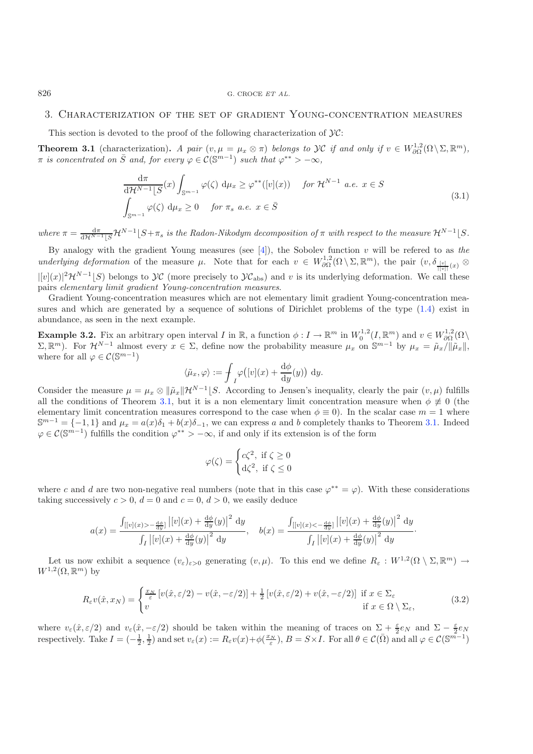## 3. Characterization of the set of gradient Young-concentration measures

This section is devoted to the proof of the following characterization of $\mathcal{YC}$:

**Theorem 3.1** (characterization)**.** *A pair $(v, \mu = \mu_x \otimes \pi)$ belongs to $\mathcal{YC}$ if and only if $v \in W^{1,2}_{\partial\Omega}(\Omega \setminus \Sigma, \mathbb{R}^m)$, $\pi$ is concentrated on $\bar{S}$ and, for every $\varphi \in \mathcal{C}(\mathbb{S}^{m-1})$ such that $\varphi^{**} > -\infty$,*

$$
\begin{aligned}
&\frac{\mathrm{d}\pi}{\mathrm{d}\mathcal{H}^{N-1}\lfloor S}(x) \int_{\mathbb{S}^{m-1}} \varphi(\zeta)\ \mathrm{d}\mu_x \geq \varphi^{**}([v](x)) \quad \textit{for } \mathcal{H}^{N-1} \textit{ a.e. } x \in S \\
&\int_{\mathbb{S}^{m-1}} \varphi(\zeta)\ \mathrm{d}\mu_x \geq 0 \quad \textit{for } \pi_s \textit{ a.e. } x \in \bar{S}
\end{aligned}
\tag{3.1}
$$

*where $\pi = \frac{\mathrm{d}\pi}{\mathrm{d}\mathcal{H}^{N-1}\lfloor S}\mathcal{H}^{N-1}\lfloor S + \pi_s$ is the Radon-Nikodym decomposition of $\pi$ with respect to the measure $\mathcal{H}^{N-1}\lfloor S$.*

By analogy with the gradient Young measures (see [4]), the Sobolev function $v$ will be refered to as *the underlying deformation* of the measure $\mu$. Note that for each $v \in W^{1,2}_{\partial\Omega}(\Omega \setminus \Sigma, \mathbb{R}^m)$, the pair $(v, \delta_{\frac{[v]}{|[v]|}(x)} \otimes |[v](x)|^2 \mathcal{H}^{N-1}\lfloor S)$ belongs to $\mathcal{YC}$ (more precisely to $\mathcal{YC}_{\mathrm{abs}}$) and $v$ is its underlying deformation. We call these pairs *elementary limit gradient Young-concentration measures*.

Gradient Young-concentration measures which are not elementary limit gradient Young-concentration measures and which are generated by a sequence of solutions of Dirichlet problems of the type (1.4) exist in abundance, as seen in the next example.

**Example 3.2.** Fix an arbitrary open interval $I$ in $\mathbb{R}$, a function $\phi : I \to \mathbb{R}^m$ in $W^{1,2}_0(I, \mathbb{R}^m)$ and $v \in W^{1,2}_{\partial\Omega}(\Omega \setminus \Sigma, \mathbb{R}^m)$. For $\mathcal{H}^{N-1}$ almost every $x \in \Sigma$, define now the probability measure $\mu_x$ on $\mathbb{S}^{m-1}$ by $\mu_x = \tilde{\mu}_x / \|\tilde{\mu}_x\|$, where for all $\varphi \in \mathcal{C}(\mathbb{S}^{m-1})$

$$
\langle \tilde{\mu}_x, \varphi \rangle := \fint_I \varphi\big([v](x) + \frac{\mathrm{d}\phi}{\mathrm{d}y}(y)\big)\ \mathrm{d}y.
$$

Consider the measure $\mu = \mu_x \otimes \|\tilde{\mu}_x\| \mathcal{H}^{N-1}\lfloor S$. According to Jensen's inequality, clearly the pair $(v, \mu)$ fulfills all the conditions of Theorem 3.1, but it is a non elementary limit concentration measure when $\phi \not\equiv 0$ (the elementary limit concentration measures correspond to the case when $\phi \equiv 0$). In the scalar case $m = 1$ where $\mathbb{S}^{m-1} = \{-1, 1\}$ and $\mu_x = a(x)\delta_1 + b(x)\delta_{-1}$, we can express $a$ and $b$ completely thanks to Theorem 3.1. Indeed $\varphi \in \mathcal{C}(\mathbb{S}^{m-1})$ fulfills the condition $\varphi^{**} > -\infty$, if and only if its extension is of the form

$$
\varphi(\zeta) = \begin{cases} c\zeta^2, \text{ if } \zeta \geq 0 \\ \mathrm{d}\zeta^2, \text{ if } \zeta \leq 0 \end{cases}
$$

where $c$ and $d$ are two non-negative real numbers (note that in this case $\varphi^{**} = \varphi$). With these considerations taking successively $c > 0$, $d = 0$ and $c = 0$, $d > 0$, we easily deduce

$$
a(x) = \frac{\int_{[[v](x) > -\frac{\mathrm{d}\phi}{\mathrm{d}y}]} \left|[v](x) + \frac{\mathrm{d}\phi}{\mathrm{d}y}(y)\right|^2\ \mathrm{d}y}{\int_I \left|[v](x) + \frac{\mathrm{d}\phi}{\mathrm{d}y}(y)\right|^2\ \mathrm{d}y}, \quad b(x) = \frac{\int_{[[v](x) < -\frac{\mathrm{d}\phi}{\mathrm{d}y}]} \left|[v](x) + \frac{\mathrm{d}\phi}{\mathrm{d}y}(y)\right|^2\ \mathrm{d}y}{\int_I \left|[v](x) + \frac{\mathrm{d}\phi}{\mathrm{d}y}(y)\right|^2\ \mathrm{d}y}.
$$

Let us now exhibit a sequence $(v_\varepsilon)_{\varepsilon>0}$ generating $(v, \mu)$. To this end we define $R_\varepsilon : W^{1,2}(\Omega \setminus \Sigma, \mathbb{R}^m) \to W^{1,2}(\Omega, \mathbb{R}^m)$ by

$$
R_\varepsilon v(\hat{x}, x_N) = \begin{cases} \frac{x_N}{\varepsilon}\left[v(\hat{x}, \varepsilon/2) - v(\hat{x}, -\varepsilon/2)\right] + \frac{1}{2}\left[v(\hat{x}, \varepsilon/2) + v(\hat{x}, -\varepsilon/2)\right] & \text{if } x \in \Sigma_\varepsilon \\ v & \text{if } x \in \Omega \setminus \Sigma_\varepsilon, \end{cases}
\tag{3.2}
$$

where $v_\varepsilon(\hat{x}, \varepsilon/2)$ and $v_\varepsilon(\hat{x}, -\varepsilon/2)$ should be taken within the meaning of traces on $\Sigma + \frac{\varepsilon}{2}e_N$ and $\Sigma - \frac{\varepsilon}{2}e_N$ respectively. Take $I = (-\frac{1}{2}, \frac{1}{2})$ and set $v_\varepsilon(x) := R_\varepsilon v(x) + \phi(\frac{x_N}{\varepsilon})$, $B = S \times I$. For all $\theta \in \mathcal{C}(\bar{\Omega})$ and all $\varphi \in \mathcal{C}(\mathbb{S}^{m-1})$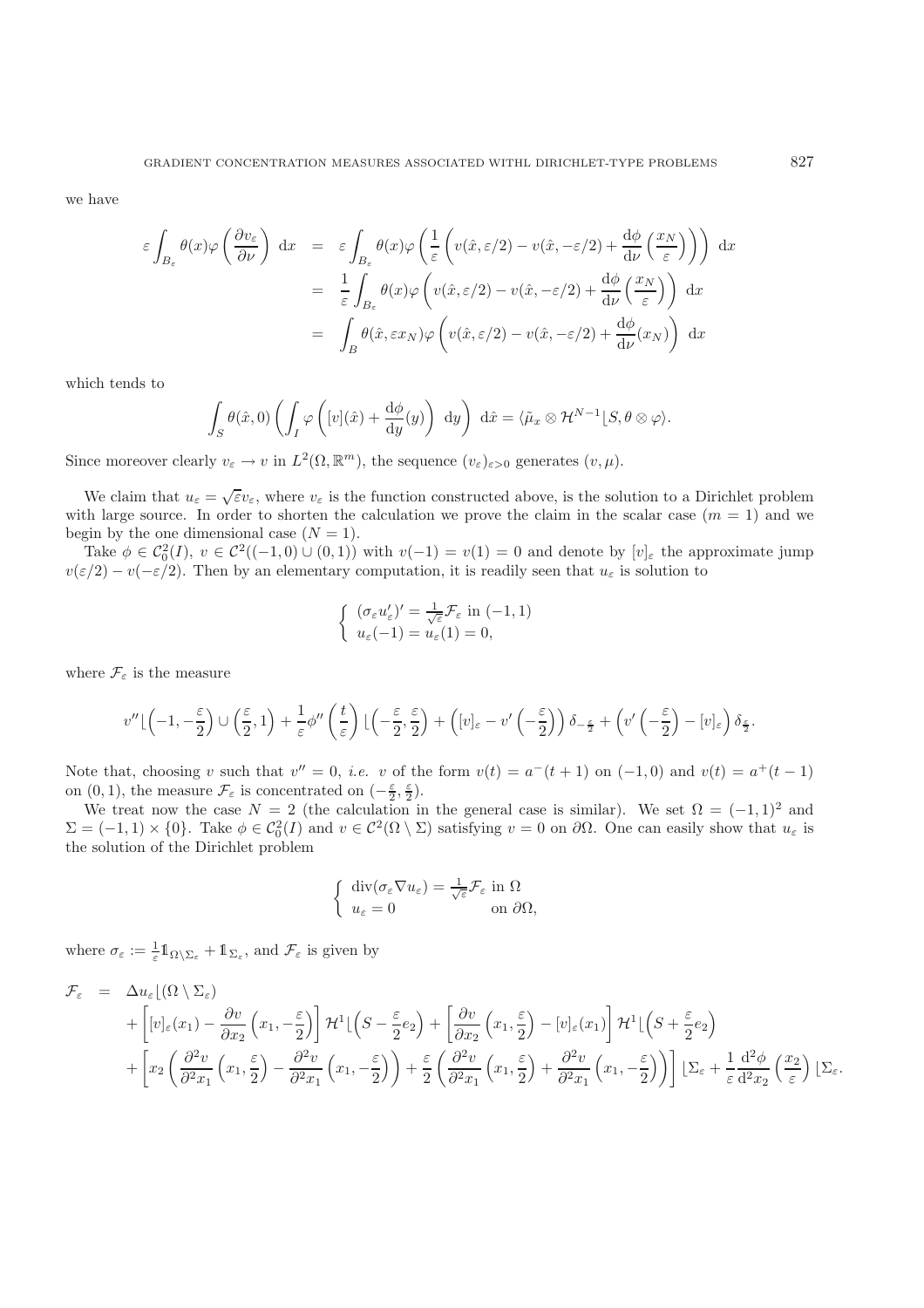we have

$$
\begin{aligned}
\varepsilon \int_{B_\varepsilon} \theta(x) \varphi\left(\frac{\partial v_\varepsilon}{\partial \nu}\right) \mathrm{d}x &= \varepsilon \int_{B_\varepsilon} \theta(x) \varphi\left(\frac{1}{\varepsilon}\left(v(\hat{x}, \varepsilon/2) - v(\hat{x}, -\varepsilon/2) + \frac{\mathrm{d}\phi}{\mathrm{d}\nu}\left(\frac{x_N}{\varepsilon}\right)\right)\right) \mathrm{d}x \\
&= \frac{1}{\varepsilon} \int_{B_\varepsilon} \theta(x) \varphi\left(v(\hat{x}, \varepsilon/2) - v(\hat{x}, -\varepsilon/2) + \frac{\mathrm{d}\phi}{\mathrm{d}\nu}\left(\frac{x_N}{\varepsilon}\right)\right) \mathrm{d}x \\
&= \int_B \theta(\hat{x}, \varepsilon x_N) \varphi\left(v(\hat{x}, \varepsilon/2) - v(\hat{x}, -\varepsilon/2) + \frac{\mathrm{d}\phi}{\mathrm{d}\nu}(x_N)\right) \mathrm{d}x
\end{aligned}
$$

which tends to

$$
\int_S \theta(\hat{x}, 0) \left(\int_I \varphi\left([v](\hat{x}) + \frac{\mathrm{d}\phi}{\mathrm{d}y}(y)\right) \mathrm{d}y\right) \mathrm{d}\hat{x} = \langle \tilde{\mu}_x \otimes \mathcal{H}^{N-1} \lfloor S, \theta \otimes \varphi \rangle.
$$

Since moreover clearly $v_\varepsilon \to v$ in $L^2(\Omega, \mathbb{R}^m)$, the sequence $(v_\varepsilon)_{\varepsilon>0}$ generates $(v, \mu)$.

We claim that $u_\varepsilon = \sqrt{\varepsilon} v_\varepsilon$, where $v_\varepsilon$ is the function constructed above, is the solution to a Dirichlet problem with large source. In order to shorten the calculation we prove the claim in the scalar case ($m = 1$) and we begin by the one dimensional case ($N = 1$).

Take $\phi \in \mathcal{C}^2_0(I)$, $v \in \mathcal{C}^2((-1,0) \cup (0,1))$ with $v(-1) = v(1) = 0$ and denote by $[v]_\varepsilon$ the approximate jump $v(\varepsilon/2) - v(-\varepsilon/2)$. Then by an elementary computation, it is readily seen that $u_\varepsilon$ is solution to

$$
\begin{cases}
(\sigma_\varepsilon u'_\varepsilon)' = \frac{1}{\sqrt{\varepsilon}} \mathcal{F}_\varepsilon \text{ in } (-1,1) \\
u_\varepsilon(-1) = u_\varepsilon(1) = 0,
\end{cases}
$$

where $\mathcal{F}_\varepsilon$ is the measure

$$
v'' \lfloor \left(-1, -\frac{\varepsilon}{2}\right) \cup \left(\frac{\varepsilon}{2}, 1\right) + \frac{1}{\varepsilon} \phi''\left(\frac{t}{\varepsilon}\right) \lfloor \left(-\frac{\varepsilon}{2}, \frac{\varepsilon}{2}\right) + \left([v]_\varepsilon - v'\left(-\frac{\varepsilon}{2}\right)\right) \delta_{-\frac{\varepsilon}{2}} + \left(v'\left(-\frac{\varepsilon}{2}\right) - [v]_\varepsilon\right) \delta_{\frac{\varepsilon}{2}}.
$$

Note that, choosing $v$ such that $v'' = 0$, *i.e.* $v$ of the form $v(t) = a^-(t+1)$ on $(-1,0)$ and $v(t) = a^+(t-1)$ on $(0,1)$, the measure $\mathcal{F}_\varepsilon$ is concentrated on $(-\frac{\varepsilon}{2}, \frac{\varepsilon}{2})$.

We treat now the case $N = 2$ (the calculation in the general case is similar). We set $\Omega = (-1,1)^2$ and $\Sigma = (-1,1) \times \{0\}$. Take $\phi \in \mathcal{C}^2_0(I)$ and $v \in \mathcal{C}^2(\Omega \setminus \Sigma)$ satisfying $v = 0$ on $\partial\Omega$. One can easily show that $u_\varepsilon$ is the solution of the Dirichlet problem

$$
\begin{cases}
\operatorname{div}(\sigma_\varepsilon \nabla u_\varepsilon) = \frac{1}{\sqrt{\varepsilon}} \mathcal{F}_\varepsilon \text{ in } \Omega \\
u_\varepsilon = 0 \qquad\qquad\qquad \text{on } \partial\Omega,
\end{cases}
$$

where $\sigma_\varepsilon := \frac{1}{\varepsilon} \mathbb{1}_{\Omega \setminus \Sigma_\varepsilon} + \mathbb{1}_{\Sigma_\varepsilon}$, and $\mathcal{F}_\varepsilon$ is given by

$$
\begin{aligned}
\mathcal{F}_\varepsilon &= \Delta u_\varepsilon \lfloor (\Omega \setminus \Sigma_\varepsilon) \\
&\quad + \left[[v]_\varepsilon(x_1) - \frac{\partial v}{\partial x_2}\left(x_1, -\frac{\varepsilon}{2}\right)\right] \mathcal{H}^1 \lfloor \left(S - \frac{\varepsilon}{2} e_2\right) + \left[\frac{\partial v}{\partial x_2}\left(x_1, \frac{\varepsilon}{2}\right) - [v]_\varepsilon(x_1)\right] \mathcal{H}^1 \lfloor \left(S + \frac{\varepsilon}{2} e_2\right) \\
&\quad + \left[x_2 \left(\frac{\partial^2 v}{\partial^2 x_1}\left(x_1, \frac{\varepsilon}{2}\right) - \frac{\partial^2 v}{\partial^2 x_1}\left(x_1, -\frac{\varepsilon}{2}\right)\right) + \frac{\varepsilon}{2}\left(\frac{\partial^2 v}{\partial^2 x_1}\left(x_1, \frac{\varepsilon}{2}\right) + \frac{\partial^2 v}{\partial^2 x_1}\left(x_1, -\frac{\varepsilon}{2}\right)\right)\right] \lfloor \Sigma_\varepsilon + \frac{1}{\varepsilon} \frac{\mathrm{d}^2 \phi}{\mathrm{d}^2 x_2}\left(\frac{x_2}{\varepsilon}\right) \lfloor \Sigma_\varepsilon.
\end{aligned}
$$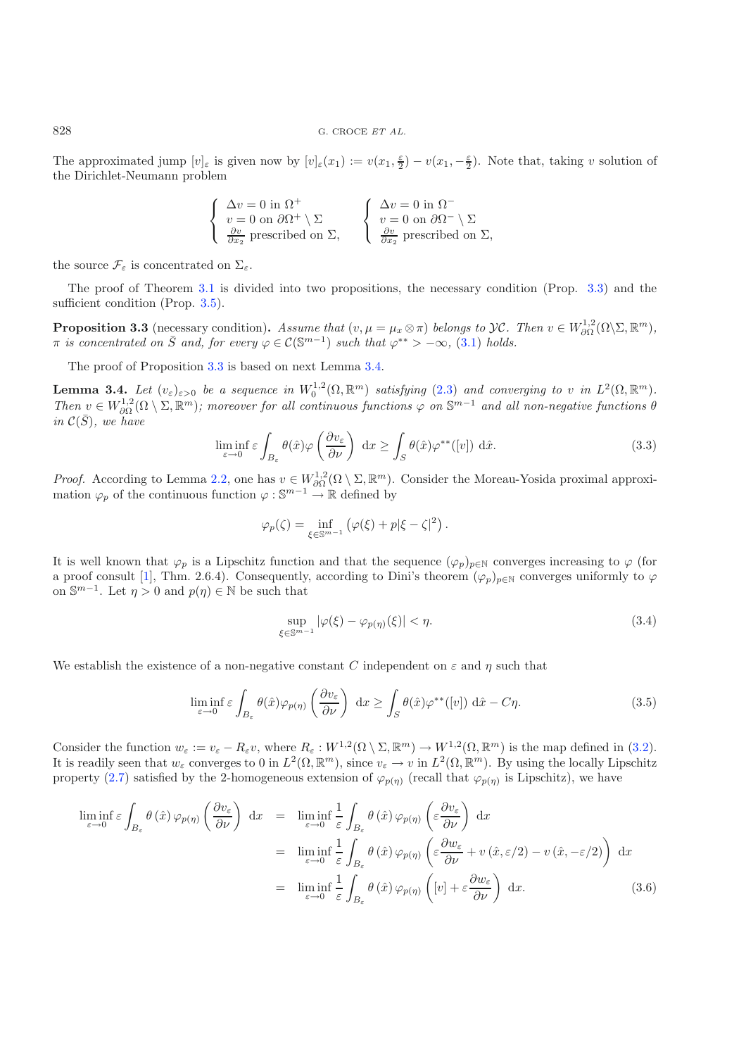The approximated jump $[v]_\varepsilon$ is given now by $[v]_\varepsilon(x_1) := v(x_1, \frac{\varepsilon}{2}) - v(x_1, -\frac{\varepsilon}{2})$. Note that, taking $v$ solution of the Dirichlet-Neumann problem

$$\left\{ \begin{array}{l} \Delta v = 0 \text{ in } \Omega^+ \\ v = 0 \text{ on } \partial\Omega^+ \setminus \Sigma \\ \frac{\partial v}{\partial x_2} \text{ prescribed on } \Sigma, \end{array} \right. \qquad \left\{ \begin{array}{l} \Delta v = 0 \text{ in } \Omega^- \\ v = 0 \text{ on } \partial\Omega^- \setminus \Sigma \\ \frac{\partial v}{\partial x_2} \text{ prescribed on } \Sigma, \end{array} \right.$$

the source $\mathcal{F}_\varepsilon$ is concentrated on $\Sigma_\varepsilon$.

The proof of Theorem 3.1 is divided into two propositions, the necessary condition (Prop. 3.3) and the sufficient condition (Prop. 3.5).

**Proposition 3.3** (necessary condition)**.** *Assume that $(v, \mu = \mu_x \otimes \pi)$ belongs to $\mathcal{YC}$. Then $v \in W^{1,2}_{\partial\Omega}(\Omega \setminus \Sigma, \mathbb{R}^m)$, $\pi$ is concentrated on $\bar{S}$ and, for every $\varphi \in \mathcal{C}(\mathbb{S}^{m-1})$ such that $\varphi^{**} > -\infty$, (3.1) holds.*

The proof of Proposition 3.3 is based on next Lemma 3.4.

**Lemma 3.4.** *Let $(v_\varepsilon)_{\varepsilon>0}$ be a sequence in $W^{1,2}_0(\Omega, \mathbb{R}^m)$ satisfying (2.3) and converging to $v$ in $L^2(\Omega, \mathbb{R}^m)$. Then $v \in W^{1,2}_{\partial\Omega}(\Omega \setminus \Sigma, \mathbb{R}^m)$; moreover for all continuous functions $\varphi$ on $\mathbb{S}^{m-1}$ and all non-negative functions $\theta$ in $\mathcal{C}(\bar{S})$, we have*

$$\liminf_{\varepsilon \to 0} \varepsilon \int_{B_\varepsilon} \theta(\hat{x}) \varphi\left(\frac{\partial v_\varepsilon}{\partial \nu}\right) \, \mathrm{d}x \geq \int_S \theta(\hat{x}) \varphi^{**}([v]) \, \mathrm{d}\hat{x}. \tag{3.3}$$

*Proof.* According to Lemma 2.2, one has $v \in W^{1,2}_{\partial\Omega}(\Omega \setminus \Sigma, \mathbb{R}^m)$. Consider the Moreau-Yosida proximal approximation $\varphi_p$ of the continuous function $\varphi : \mathbb{S}^{m-1} \to \mathbb{R}$ defined by

$$\varphi_p(\zeta) = \inf_{\xi \in \mathbb{S}^{m-1}} \left( \varphi(\xi) + p|\xi - \zeta|^2 \right).$$

It is well known that $\varphi_p$ is a Lipschitz function and that the sequence $(\varphi_p)_{p\in\mathbb{N}}$ converges increasing to $\varphi$ (for a proof consult [1], Thm. 2.6.4). Consequently, according to Dini's theorem $(\varphi_p)_{p\in\mathbb{N}}$ converges uniformly to $\varphi$ on $\mathbb{S}^{m-1}$. Let $\eta > 0$ and $p(\eta) \in \mathbb{N}$ be such that

$$\sup_{\xi \in \mathbb{S}^{m-1}} |\varphi(\xi) - \varphi_{p(\eta)}(\xi)| < \eta. \tag{3.4}$$

We establish the existence of a non-negative constant $C$ independent on $\varepsilon$ and $\eta$ such that

$$\liminf_{\varepsilon \to 0} \varepsilon \int_{B_\varepsilon} \theta(\hat{x}) \varphi_{p(\eta)}\left(\frac{\partial v_\varepsilon}{\partial \nu}\right) \, \mathrm{d}x \geq \int_S \theta(\hat{x}) \varphi^{**}([v]) \, \mathrm{d}\hat{x} - C\eta. \tag{3.5}$$

Consider the function $w_\varepsilon := v_\varepsilon - R_\varepsilon v$, where $R_\varepsilon : W^{1,2}(\Omega \setminus \Sigma, \mathbb{R}^m) \to W^{1,2}(\Omega, \mathbb{R}^m)$ is the map defined in (3.2). It is readily seen that $w_\varepsilon$ converges to 0 in $L^2(\Omega, \mathbb{R}^m)$, since $v_\varepsilon \to v$ in $L^2(\Omega, \mathbb{R}^m)$. By using the locally Lipschitz property (2.7) satisfied by the 2-homogeneous extension of $\varphi_{p(\eta)}$ (recall that $\varphi_{p(\eta)}$ is Lipschitz), we have

$$\begin{aligned} \liminf_{\varepsilon \to 0} \varepsilon \int_{B_\varepsilon} \theta(\hat{x}) \, \varphi_{p(\eta)}\left(\frac{\partial v_\varepsilon}{\partial \nu}\right) \, \mathrm{d}x &= \liminf_{\varepsilon \to 0} \frac{1}{\varepsilon} \int_{B_\varepsilon} \theta(\hat{x}) \, \varphi_{p(\eta)}\left(\varepsilon \frac{\partial v_\varepsilon}{\partial \nu}\right) \, \mathrm{d}x \\ &= \liminf_{\varepsilon \to 0} \frac{1}{\varepsilon} \int_{B_\varepsilon} \theta(\hat{x}) \, \varphi_{p(\eta)}\left(\varepsilon \frac{\partial w_\varepsilon}{\partial \nu} + v(\hat{x}, \varepsilon/2) - v(\hat{x}, -\varepsilon/2)\right) \, \mathrm{d}x \\ &= \liminf_{\varepsilon \to 0} \frac{1}{\varepsilon} \int_{B_\varepsilon} \theta(\hat{x}) \, \varphi_{p(\eta)}\left([v] + \varepsilon \frac{\partial w_\varepsilon}{\partial \nu}\right) \, \mathrm{d}x. \end{aligned} \tag{3.6}$$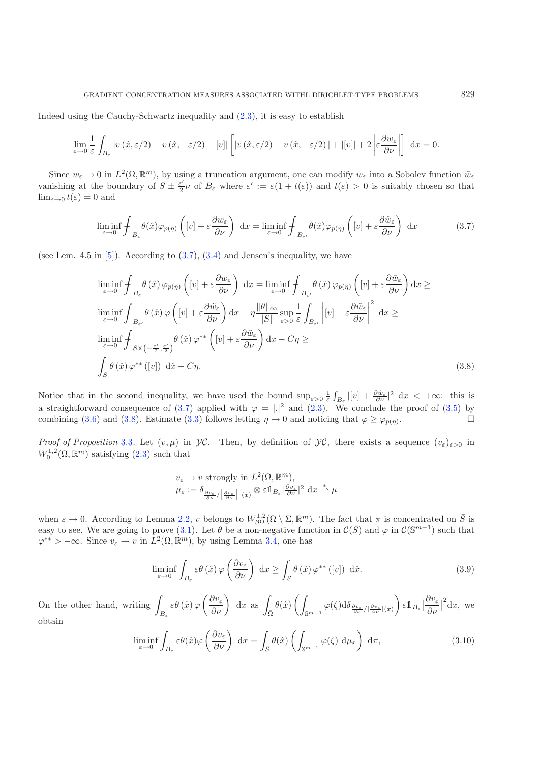Indeed using the Cauchy-Schwartz inequality and (2.3), it is easy to establish

$$\lim_{\varepsilon\to 0}\frac{1}{\varepsilon}\int_{B_\varepsilon}\left|v\left(\hat{x},\varepsilon/2\right)-v\left(\hat{x},-\varepsilon/2\right)-[v]\right|\left[\left|v\left(\hat{x},\varepsilon/2\right)-v\left(\hat{x},-\varepsilon/2\right)\right|+|[v]|+2\left|\varepsilon\frac{\partial w_\varepsilon}{\partial\nu}\right|\right]\,\mathrm{d}x=0.$$

Since $w_\varepsilon\to 0$ in $L^2(\Omega,\mathbb{R}^m)$, by using a truncation argument, one can modify $w_\varepsilon$ into a Sobolev function $\tilde{w}_\varepsilon$ vanishing at the boundary of $S\pm\frac{\varepsilon'}{2}\nu$ of $B_\varepsilon$ where $\varepsilon':=\varepsilon(1+t(\varepsilon))$ and $t(\varepsilon)>0$ is suitably chosen so that $\lim_{\varepsilon\to 0}t(\varepsilon)=0$ and

$$\liminf_{\varepsilon\to 0}⨍_{B_\varepsilon}\theta(\hat{x})\varphi_{p(\eta)}\left([v]+\varepsilon\frac{\partial w_\varepsilon}{\partial\nu}\right)\,\mathrm{d}x=\liminf_{\varepsilon\to 0}⨍_{B_{\varepsilon'}}\theta(\hat{x})\varphi_{p(\eta)}\left([v]+\varepsilon\frac{\partial\tilde{w}_\varepsilon}{\partial\nu}\right)\,\mathrm{d}x \tag{3.7}$$

(see Lem. 4.5 in [5]). According to (3.7), (3.4) and Jensen's inequality, we have

$$\begin{aligned}
&\liminf_{\varepsilon\to 0}⨍_{B_\varepsilon}\theta\left(\hat{x}\right)\varphi_{p(\eta)}\left([v]+\varepsilon\frac{\partial w_\varepsilon}{\partial\nu}\right)\,\mathrm{d}x=\liminf_{\varepsilon\to 0}⨍_{B_{\varepsilon'}}\theta\left(\hat{x}\right)\varphi_{p(\eta)}\left([v]+\varepsilon\frac{\partial\tilde{w}_\varepsilon}{\partial\nu}\right)\mathrm{d}x\geq\\
&\liminf_{\varepsilon\to 0}⨍_{B_{\varepsilon'}}\theta\left(\hat{x}\right)\varphi\left([v]+\varepsilon\frac{\partial\tilde{w}_\varepsilon}{\partial\nu}\right)\mathrm{d}x-\eta\frac{\|\theta\|_\infty}{|S|}\sup_{\varepsilon>0}\frac{1}{\varepsilon}\int_{B_{\varepsilon'}}\left|[v]+\varepsilon\frac{\partial\tilde{w}_\varepsilon}{\partial\nu}\right|^2\,\mathrm{d}x\geq\\
&\liminf_{\varepsilon\to 0}⨍_{S\times\left(-\frac{\varepsilon'}{2},\frac{\varepsilon'}{2}\right)}\theta\left(\hat{x}\right)\varphi^{**}\left([v]+\varepsilon\frac{\partial\tilde{w}_\varepsilon}{\partial\nu}\right)\mathrm{d}x-C\eta\geq\\
&\int_S\theta\left(\hat{x}\right)\varphi^{**}\left([v]\right)\,\mathrm{d}\hat{x}-C\eta.
\end{aligned}\tag{3.8}$$

Notice that in the second inequality, we have used the bound $\sup_{\varepsilon>0}\frac{1}{\varepsilon}\int_{B_\varepsilon}|[v]+\frac{\partial\tilde{w}_\varepsilon}{\partial\nu}|^2\,\mathrm{d}x<+\infty$: this is a straightforward consequence of (3.7) applied with $\varphi=|.|^2$ and (2.3). We conclude the proof of (3.5) by combining (3.6) and (3.8). Estimate (3.3) follows letting $\eta\to 0$ and noticing that $\varphi\geq\varphi_{p(\eta)}$. $\square$

*Proof of Proposition* 3.3. Let $(v,\mu)$ in $\mathcal{YC}$. Then, by definition of $\mathcal{YC}$, there exists a sequence $(v_\varepsilon)_{\varepsilon>0}$ in $W^{1,2}_0(\Omega,\mathbb{R}^m)$ satisfying (2.3) such that

$$\begin{aligned}
&v_\varepsilon\to v\text{ strongly in }L^2(\Omega,\mathbb{R}^m),\\
&\mu_\varepsilon:=\delta_{\frac{\partial v_\varepsilon}{\partial\nu}/\left|\frac{\partial v_\varepsilon}{\partial\nu}\right|(x)}\otimes\varepsilon 1\!\!1_{B_\varepsilon}|\tfrac{\partial v_\varepsilon}{\partial\nu}|^2\,\mathrm{d}x\overset{*}{\rightharpoonup}\mu
\end{aligned}$$

when $\varepsilon\to 0$. According to Lemma 2.2, $v$ belongs to $W^{1,2}_{\partial\Omega}(\Omega\setminus\Sigma,\mathbb{R}^m)$. The fact that $\pi$ is concentrated on $\bar{S}$ is easy to see. We are going to prove (3.1). Let $\theta$ be a non-negative function in $\mathcal{C}(\bar{S})$ and $\varphi$ in $\mathcal{C}(\mathbb{S}^{m-1})$ such that $\varphi^{**}>-\infty$. Since $v_\varepsilon\to v$ in $L^2(\Omega,\mathbb{R}^m)$, by using Lemma 3.4, one has

$$\liminf_{\varepsilon\to 0}\int_{B_\varepsilon}\varepsilon\theta\left(\hat{x}\right)\varphi\left(\frac{\partial v_\varepsilon}{\partial\nu}\right)\,\mathrm{d}x\geq\int_S\theta\left(\hat{x}\right)\varphi^{**}\left([v]\right)\,\mathrm{d}\hat{x}.\tag{3.9}$$

On the other hand, writing $\displaystyle\int_{B_\varepsilon}\varepsilon\theta\left(\hat{x}\right)\varphi\left(\frac{\partial v_\varepsilon}{\partial\nu}\right)\,\mathrm{d}x$ as $\displaystyle\int_{\bar{\Omega}}\theta(\hat{x})\left(\int_{\mathbb{S}^{m-1}}\varphi(\zeta)\mathrm{d}\delta_{\frac{\partial v_\varepsilon}{\partial\nu}/|\frac{\partial v_\varepsilon}{\partial\nu}|(x)}\right)\varepsilon 1\!\!1_{B_\varepsilon}\left|\frac{\partial v_\varepsilon}{\partial\nu}\right|^2\mathrm{d}x$, we obtain

$$\liminf_{\varepsilon\to 0}\int_{B_\varepsilon}\varepsilon\theta(\hat{x})\varphi\left(\frac{\partial v_\varepsilon}{\partial\nu}\right)\,\mathrm{d}x=\int_{\bar{S}}\theta\left(\hat{x}\right)\left(\int_{\mathbb{S}^{m-1}}\varphi(\zeta)\,\mathrm{d}\mu_x\right)\,\mathrm{d}\pi,\tag{3.10}$$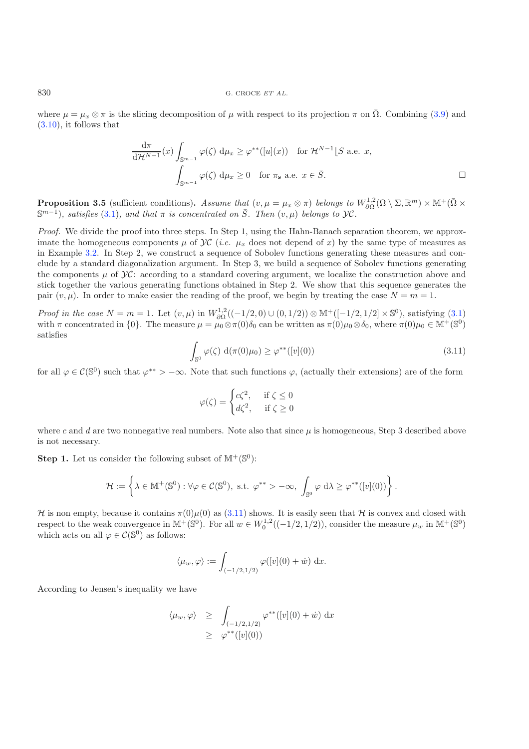where $\mu = \mu_x \otimes \pi$ is the slicing decomposition of $\mu$ with respect to its projection $\pi$ on $\bar{\Omega}$. Combining (3.9) and (3.10), it follows that

$$\frac{\mathrm{d}\pi}{\mathrm{d}\mathcal{H}^{N-1}}(x) \int_{\mathbb{S}^{m-1}} \varphi(\zeta)\ \mathrm{d}\mu_x \geq \varphi^{**}([u](x)) \quad \text{for } \mathcal{H}^{N-1}\lfloor S \text{ a.e. } x,$$

$$\int_{\mathbb{S}^{m-1}} \varphi(\zeta)\ \mathrm{d}\mu_x \geq 0 \quad \text{for } \pi_{\mathbf{s}} \text{ a.e. } x \in \bar{S}. \qquad \square$$

**Proposition 3.5** (sufficient conditions)**.** *Assume that* $(v, \mu = \mu_x \otimes \pi)$ *belongs to* $W^{1,2}_{\partial\Omega}(\Omega \setminus \Sigma, \mathbb{R}^m) \times \mathbb{M}^+(\bar{\Omega} \times \mathbb{S}^{m-1})$*, satisfies* (3.1)*, and that* $\pi$ *is concentrated on* $\bar{S}$*. Then* $(v, \mu)$ *belongs to* $\mathcal{YC}$*.*

*Proof.* We divide the proof into three steps. In Step 1, using the Hahn-Banach separation theorem, we approximate the homogeneous components $\mu$ of $\mathcal{YC}$ (*i.e.* $\mu_x$ does not depend of $x$) by the same type of measures as in Example 3.2. In Step 2, we construct a sequence of Sobolev functions generating these measures and conclude by a standard diagonalization argument. In Step 3, we build a sequence of Sobolev functions generating the components $\mu$ of $\mathcal{YC}$: according to a standard covering argument, we localize the construction above and stick together the various generating functions obtained in Step 2. We show that this sequence generates the pair $(v, \mu)$. In order to make easier the reading of the proof, we begin by treating the case $N = m = 1$.

*Proof in the case* $N = m = 1$. Let $(v, \mu)$ in $W^{1,2}_{\partial\Omega}((-1/2, 0) \cup (0, 1/2)) \otimes \mathbb{M}^+([-1/2, 1/2] \times \mathbb{S}^0)$, satisfying (3.1) with $\pi$ concentrated in $\{0\}$. The measure $\mu = \mu_0 \otimes \pi(0)\delta_0$ can be written as $\pi(0)\mu_0 \otimes \delta_0$, where $\pi(0)\mu_0 \in \mathbb{M}^+(\mathbb{S}^0)$ satisfies

$$\int_{\mathbb{S}^0} \varphi(\zeta)\ \mathrm{d}(\pi(0)\mu_0) \geq \varphi^{**}([v](0)) \tag{3.11}$$

for all $\varphi \in \mathcal{C}(\mathbb{S}^0)$ such that $\varphi^{**} > -\infty$. Note that such functions $\varphi$, (actually their extensions) are of the form

$$\varphi(\zeta) = \begin{cases} c\zeta^2, & \text{if } \zeta \leq 0 \\ d\zeta^2, & \text{if } \zeta \geq 0 \end{cases}$$

where $c$ and $d$ are two nonnegative real numbers. Note also that since $\mu$ is homogeneous, Step 3 described above is not necessary.

**Step 1.** Let us consider the following subset of $\mathbb{M}^+(\mathbb{S}^0)$:

$$\mathcal{H} := \left\{ \lambda \in \mathbb{M}^+(\mathbb{S}^0) : \forall \varphi \in \mathcal{C}(\mathbb{S}^0),\ \text{s.t. } \varphi^{**} > -\infty,\ \int_{\mathbb{S}^0} \varphi\ \mathrm{d}\lambda \geq \varphi^{**}([v](0)) \right\}.$$

$\mathcal{H}$ is non empty, because it contains $\pi(0)\mu(0)$ as (3.11) shows. It is easily seen that $\mathcal{H}$ is convex and closed with respect to the weak convergence in $\mathbb{M}^+(\mathbb{S}^0)$. For all $w \in W^{1,2}_0((-1/2, 1/2))$, consider the measure $\mu_w$ in $\mathbb{M}^+(\mathbb{S}^0)$ which acts on all $\varphi \in \mathcal{C}(\mathbb{S}^0)$ as follows:

$$\langle \mu_w, \varphi \rangle := \int_{(-1/2,1/2)} \varphi([v](0) + \dot{w})\ \mathrm{d}x.$$

According to Jensen's inequality we have

$$\begin{aligned} \langle \mu_w, \varphi \rangle &\geq \int_{(-1/2,1/2)} \varphi^{**}([v](0) + \dot{w})\ \mathrm{d}x \\ &\geq \varphi^{**}([v](0)) \end{aligned}$$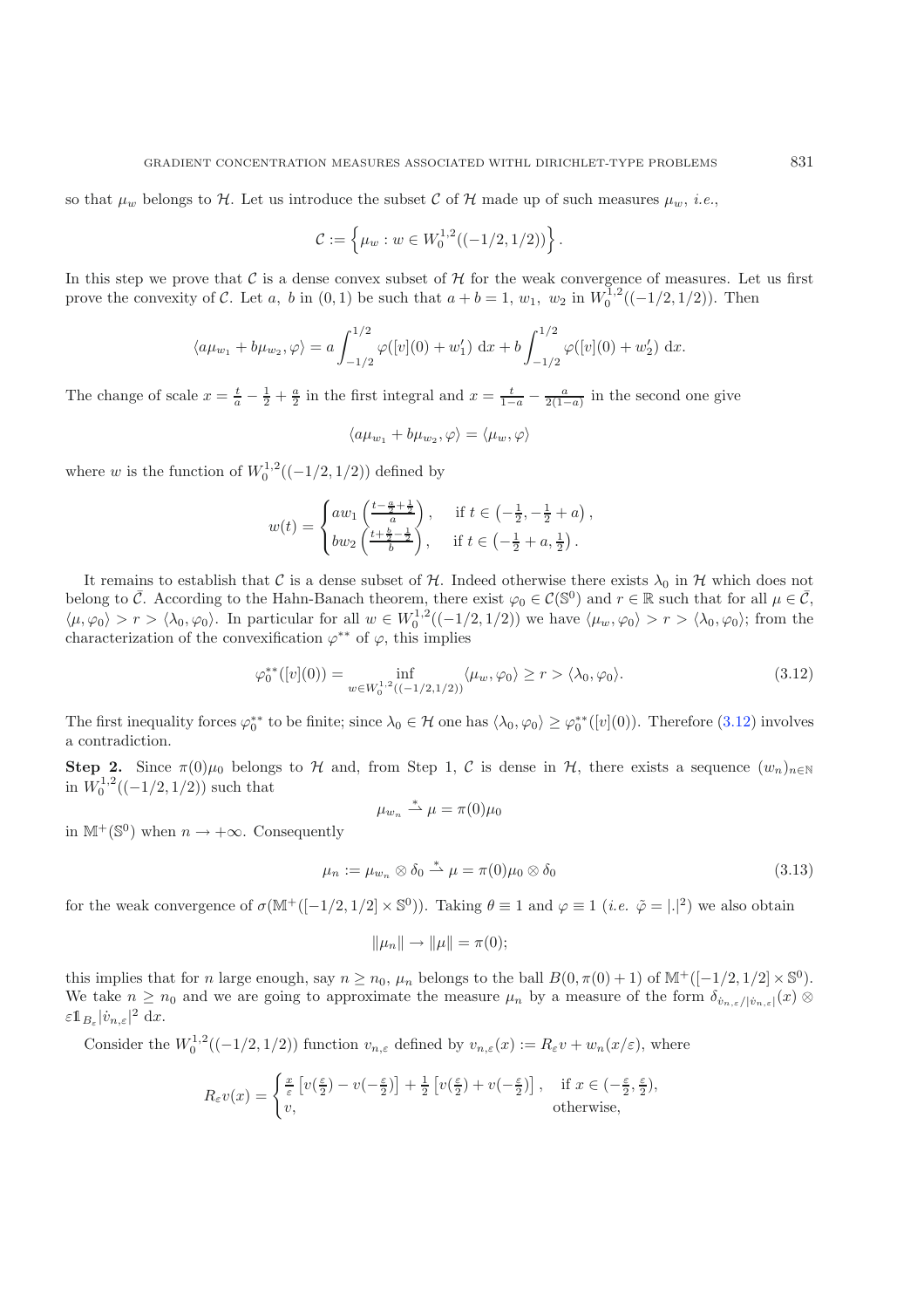so that $\mu_w$ belongs to $\mathcal{H}$. Let us introduce the subset $\mathcal{C}$ of $\mathcal{H}$ made up of such measures $\mu_w$, *i.e.*,

$$\mathcal{C} := \left\{ \mu_w : w \in W_0^{1,2}((-1/2, 1/2)) \right\}.$$

In this step we prove that $\mathcal{C}$ is a dense convex subset of $\mathcal{H}$ for the weak convergence of measures. Let us first prove the convexity of $\mathcal{C}$. Let $a$, $b$ in $(0,1)$ be such that $a + b = 1$, $w_1$, $w_2$ in $W_0^{1,2}((-1/2, 1/2))$. Then

$$\langle a\mu_{w_1} + b\mu_{w_2}, \varphi \rangle = a \int_{-1/2}^{1/2} \varphi([v](0) + w_1') \, \mathrm{d}x + b \int_{-1/2}^{1/2} \varphi([v](0) + w_2') \, \mathrm{d}x.$$

The change of scale $x = \frac{t}{a} - \frac{1}{2} + \frac{a}{2}$ in the first integral and $x = \frac{t}{1-a} - \frac{a}{2(1-a)}$ in the second one give

$$\langle a\mu_{w_1} + b\mu_{w_2}, \varphi \rangle = \langle \mu_w, \varphi \rangle$$

where $w$ is the function of $W_0^{1,2}((-1/2, 1/2))$ defined by

$$w(t) = \begin{cases} a w_1\left(\frac{t - \frac{a}{2} + \frac{1}{2}}{a}\right), & \text{if } t \in \left(-\frac{1}{2}, -\frac{1}{2} + a\right), \\ b w_2\left(\frac{t + \frac{b}{2} - \frac{1}{2}}{b}\right), & \text{if } t \in \left(-\frac{1}{2} + a, \frac{1}{2}\right). \end{cases}$$

It remains to establish that $\mathcal{C}$ is a dense subset of $\mathcal{H}$. Indeed otherwise there exists $\lambda_0$ in $\mathcal{H}$ which does not belong to $\bar{\mathcal{C}}$. According to the Hahn-Banach theorem, there exist $\varphi_0 \in \mathcal{C}(\mathbb{S}^0)$ and $r \in \mathbb{R}$ such that for all $\mu \in \bar{\mathcal{C}}$, $\langle \mu, \varphi_0 \rangle > r > \langle \lambda_0, \varphi_0 \rangle$. In particular for all $w \in W_0^{1,2}((-1/2, 1/2))$ we have $\langle \mu_w, \varphi_0 \rangle > r > \langle \lambda_0, \varphi_0 \rangle$; from the characterization of the convexification $\varphi^{**}$ of $\varphi$, this implies

$$\varphi_0^{**}([v](0)) = \inf_{w \in W_0^{1,2}((-1/2,1/2))} \langle \mu_w, \varphi_0 \rangle \geq r > \langle \lambda_0, \varphi_0 \rangle. \tag{3.12}$$

The first inequality forces $\varphi_0^{**}$ to be finite; since $\lambda_0 \in \mathcal{H}$ one has $\langle \lambda_0, \varphi_0 \rangle \geq \varphi_0^{**}([v](0))$. Therefore (3.12) involves a contradiction.

**Step 2.** Since $\pi(0)\mu_0$ belongs to $\mathcal{H}$ and, from Step 1, $\mathcal{C}$ is dense in $\mathcal{H}$, there exists a sequence $(w_n)_{n \in \mathbb{N}}$ in $W_0^{1,2}((-1/2, 1/2))$ such that

$$\mu_{w_n} \stackrel{*}{\rightharpoonup} \mu = \pi(0)\mu_0$$

in $\mathbb{M}^+(\mathbb{S}^0)$ when $n \to +\infty$. Consequently

$$\mu_n := \mu_{w_n} \otimes \delta_0 \stackrel{*}{\rightharpoonup} \mu = \pi(0)\mu_0 \otimes \delta_0 \tag{3.13}$$

for the weak convergence of $\sigma(\mathbb{M}^+([-1/2, 1/2] \times \mathbb{S}^0))$. Taking $\theta \equiv 1$ and $\varphi \equiv 1$ (*i.e.* $\tilde{\varphi} = |.|^2$) we also obtain

$$\|\mu_n\| \to \|\mu\| = \pi(0);$$

this implies that for $n$ large enough, say $n \geq n_0$, $\mu_n$ belongs to the ball $B(0, \pi(0) + 1)$ of $\mathbb{M}^+([-1/2, 1/2] \times \mathbb{S}^0)$. We take $n \geq n_0$ and we are going to approximate the measure $\mu_n$ by a measure of the form $\delta_{\dot{v}_{n,\varepsilon}/|\dot{v}_{n,\varepsilon}|}(x) \otimes \varepsilon \mathbb{1}_{B_\varepsilon} |\dot{v}_{n,\varepsilon}|^2 \, \mathrm{d}x$.

Consider the $W_0^{1,2}((-1/2, 1/2))$ function $v_{n,\varepsilon}$ defined by $v_{n,\varepsilon}(x) := R_\varepsilon v + w_n(x/\varepsilon)$, where

$$R_\varepsilon v(x) = \begin{cases} \frac{x}{\varepsilon}\left[v(\frac{\varepsilon}{2}) - v(-\frac{\varepsilon}{2})\right] + \frac{1}{2}\left[v(\frac{\varepsilon}{2}) + v(-\frac{\varepsilon}{2})\right], & \text{if } x \in (-\frac{\varepsilon}{2}, \frac{\varepsilon}{2}), \\ v, & \text{otherwise,} \end{cases}$$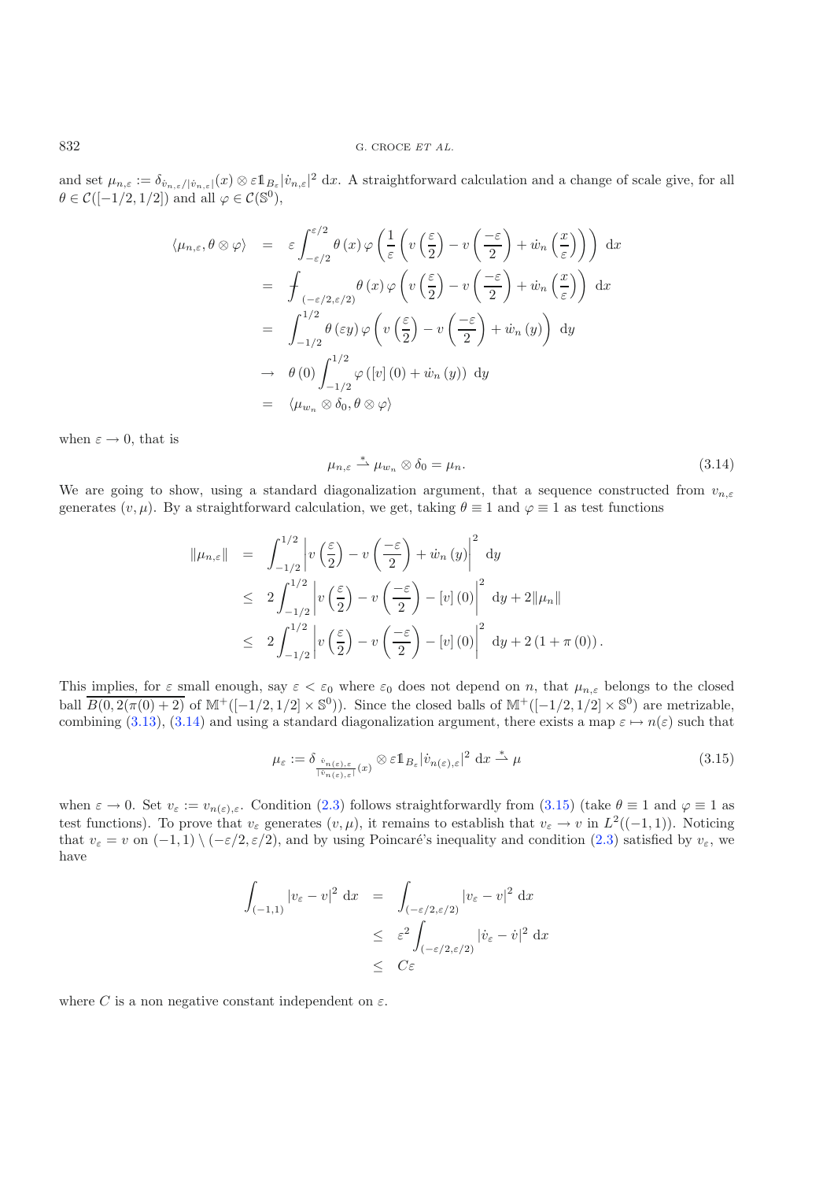and set $\mu_{n,\varepsilon} := \delta_{\dot{v}_{n,\varepsilon}/|\dot{v}_{n,\varepsilon}|}(x) \otimes \varepsilon \mathbb{1}_{B_\varepsilon} |\dot{v}_{n,\varepsilon}|^2 \, \mathrm{d}x$. A straightforward calculation and a change of scale give, for all $\theta \in \mathcal{C}([-1/2, 1/2])$ and all $\varphi \in \mathcal{C}(\mathbb{S}^0)$,

$$
\begin{aligned}
\langle \mu_{n,\varepsilon}, \theta \otimes \varphi \rangle &= \varepsilon \int_{-\varepsilon/2}^{\varepsilon/2} \theta(x) \varphi\left( \frac{1}{\varepsilon} \left( v\left(\frac{\varepsilon}{2}\right) - v\left(\frac{-\varepsilon}{2}\right) + \dot{w}_n\left(\frac{x}{\varepsilon}\right) \right) \right) \mathrm{d}x \\
&= \fint_{(-\varepsilon/2, \varepsilon/2)} \theta(x) \varphi\left( v\left(\frac{\varepsilon}{2}\right) - v\left(\frac{-\varepsilon}{2}\right) + \dot{w}_n\left(\frac{x}{\varepsilon}\right) \right) \mathrm{d}x \\
&= \int_{-1/2}^{1/2} \theta(\varepsilon y) \varphi\left( v\left(\frac{\varepsilon}{2}\right) - v\left(\frac{-\varepsilon}{2}\right) + \dot{w}_n(y) \right) \mathrm{d}y \\
&\to \theta(0) \int_{-1/2}^{1/2} \varphi\left( [v](0) + \dot{w}_n(y) \right) \mathrm{d}y \\
&= \langle \mu_{w_n} \otimes \delta_0, \theta \otimes \varphi \rangle
\end{aligned}
$$

when $\varepsilon \to 0$, that is

$$
\mu_{n,\varepsilon} \overset{*}{\rightharpoonup} \mu_{w_n} \otimes \delta_0 = \mu_n. \tag{3.14}
$$

We are going to show, using a standard diagonalization argument, that a sequence constructed from $v_{n,\varepsilon}$ generates $(v, \mu)$. By a straightforward calculation, we get, taking $\theta \equiv 1$ and $\varphi \equiv 1$ as test functions

$$
\begin{aligned}
\|\mu_{n,\varepsilon}\| &= \int_{-1/2}^{1/2} \left| v\left(\frac{\varepsilon}{2}\right) - v\left(\frac{-\varepsilon}{2}\right) + \dot{w}_n(y) \right|^2 \mathrm{d}y \\
&\leq 2 \int_{-1/2}^{1/2} \left| v\left(\frac{\varepsilon}{2}\right) - v\left(\frac{-\varepsilon}{2}\right) - [v](0) \right|^2 \mathrm{d}y + 2\|\mu_n\| \\
&\leq 2 \int_{-1/2}^{1/2} \left| v\left(\frac{\varepsilon}{2}\right) - v\left(\frac{-\varepsilon}{2}\right) - [v](0) \right|^2 \mathrm{d}y + 2\left(1 + \pi(0)\right).
\end{aligned}
$$

This implies, for $\varepsilon$ small enough, say $\varepsilon < \varepsilon_0$ where $\varepsilon_0$ does not depend on $n$, that $\mu_{n,\varepsilon}$ belongs to the closed ball $\overline{B(0, 2(\pi(0)+2)}$ of $\mathbb{M}^+([-1/2, 1/2] \times \mathbb{S}^0))$. Since the closed balls of $\mathbb{M}^+([-1/2, 1/2] \times \mathbb{S}^0)$ are metrizable, combining (3.13), (3.14) and using a standard diagonalization argument, there exists a map $\varepsilon \mapsto n(\varepsilon)$ such that

$$
\mu_\varepsilon := \delta_{\frac{\dot{v}_{n(\varepsilon),\varepsilon}}{|\dot{v}_{n(\varepsilon),\varepsilon}|}(x)} \otimes \varepsilon \mathbb{1}_{B_\varepsilon} |\dot{v}_{n(\varepsilon),\varepsilon}|^2 \, \mathrm{d}x \overset{*}{\rightharpoonup} \mu \tag{3.15}
$$

when $\varepsilon \to 0$. Set $v_\varepsilon := v_{n(\varepsilon),\varepsilon}$. Condition (2.3) follows straightforwardly from (3.15) (take $\theta \equiv 1$ and $\varphi \equiv 1$ as test functions). To prove that $v_\varepsilon$ generates $(v, \mu)$, it remains to establish that $v_\varepsilon \to v$ in $L^2((-1,1))$. Noticing that $v_\varepsilon = v$ on $(-1,1) \setminus (-\varepsilon/2, \varepsilon/2)$, and by using Poincaré's inequality and condition (2.3) satisfied by $v_\varepsilon$, we have

$$
\begin{aligned}
\int_{(-1,1)} |v_\varepsilon - v|^2 \, \mathrm{d}x &= \int_{(-\varepsilon/2, \varepsilon/2)} |v_\varepsilon - v|^2 \, \mathrm{d}x \\
&\leq \varepsilon^2 \int_{(-\varepsilon/2, \varepsilon/2)} |\dot{v}_\varepsilon - \dot{v}|^2 \, \mathrm{d}x \\
&\leq C\varepsilon
\end{aligned}
$$

where $C$ is a non negative constant independent on $\varepsilon$.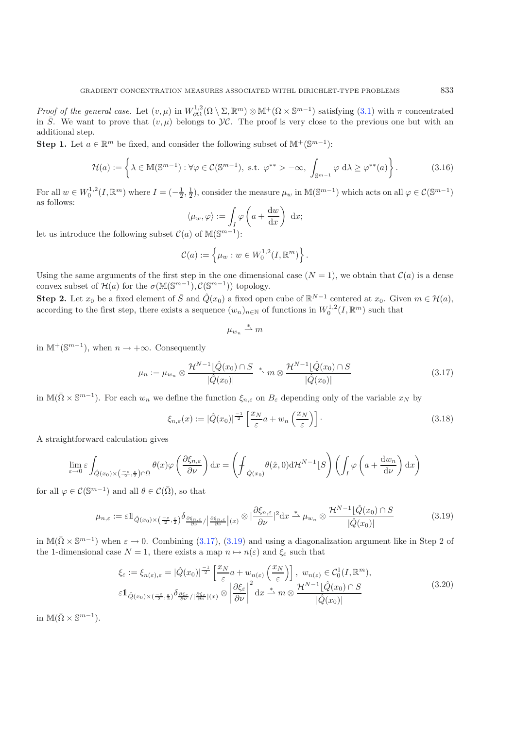*Proof of the general case.* Let $(v, \mu)$ in $W^{1,2}_{\partial\Omega}(\Omega \setminus \Sigma, \mathbb{R}^m) \otimes \mathbb{M}^+(\Omega \times \mathbb{S}^{m-1})$ satisfying (3.1) with $\pi$ concentrated in $\bar{S}$. We want to prove that $(v, \mu)$ belongs to $\mathcal{YC}$. The proof is very close to the previous one but with an additional step.

**Step 1.** Let $a \in \mathbb{R}^m$ be fixed, and consider the following subset of $\mathbb{M}^+(\mathbb{S}^{m-1})$:

$$\mathcal{H}(a) := \left\{ \lambda \in \mathbb{M}(\mathbb{S}^{m-1}) : \forall \varphi \in \mathcal{C}(\mathbb{S}^{m-1}), \text{ s.t. } \varphi^{**} > -\infty, \int_{\mathbb{S}^{m-1}} \varphi \, \mathrm{d}\lambda \geq \varphi^{**}(a) \right\}. \tag{3.16}$$

For all $w \in W^{1,2}_0(I, \mathbb{R}^m)$ where $I = (-\frac{1}{2}, \frac{1}{2})$, consider the measure $\mu_w$ in $\mathbb{M}(\mathbb{S}^{m-1})$ which acts on all $\varphi \in \mathcal{C}(\mathbb{S}^{m-1})$ as follows:

$$\langle \mu_w, \varphi \rangle := \int_I \varphi \left( a + \frac{\mathrm{d}w}{\mathrm{d}x} \right) \, \mathrm{d}x;$$

let us introduce the following subset $\mathcal{C}(a)$ of $\mathbb{M}(\mathbb{S}^{m-1})$:

$$\mathcal{C}(a) := \left\{ \mu_w : w \in W^{1,2}_0(I, \mathbb{R}^m) \right\}.$$

Using the same arguments of the first step in the one dimensional case ($N = 1$), we obtain that $\mathcal{C}(a)$ is a dense convex subset of $\mathcal{H}(a)$ for the $\sigma(\mathbb{M}(\mathbb{S}^{m-1}), \mathcal{C}(\mathbb{S}^{m-1}))$ topology.

**Step 2.** Let $x_0$ be a fixed element of $\bar{S}$ and $\hat{Q}(x_0)$ a fixed open cube of $\mathbb{R}^{N-1}$ centered at $x_0$. Given $m \in \mathcal{H}(a)$, according to the first step, there exists a sequence $(w_n)_{n\in\mathbb{N}}$ of functions in $W^{1,2}_0(I, \mathbb{R}^m)$ such that

$$\mu_{w_n} \overset{*}{\rightharpoonup} m$$

in $\mathbb{M}^+(\mathbb{S}^{m-1})$, when $n \to +\infty$. Consequently

$$\mu_n := \mu_{w_n} \otimes \frac{\mathcal{H}^{N-1}\lfloor \hat{Q}(x_0) \cap S}{|\hat{Q}(x_0)|} \overset{*}{\rightharpoonup} m \otimes \frac{\mathcal{H}^{N-1}\lfloor \hat{Q}(x_0) \cap S}{|\hat{Q}(x_0)|} \tag{3.17}$$

in $\mathbb{M}(\bar{\Omega} \times \mathbb{S}^{m-1})$. For each $w_n$ we define the function $\xi_{n,\varepsilon}$ on $B_\varepsilon$ depending only of the variable $x_N$ by

$$\xi_{n,\varepsilon}(x) := |\hat{Q}(x_0)|^{\frac{-1}{2}} \left[ \frac{x_N}{\varepsilon} a + w_n \left( \frac{x_N}{\varepsilon} \right) \right]. \tag{3.18}$$

A straightforward calculation gives

$$\lim_{\varepsilon \to 0} \varepsilon \int_{\hat{Q}(x_0) \times \left(\frac{-\varepsilon}{2}, \frac{\varepsilon}{2}\right) \cap \bar{\Omega}} \theta(x) \varphi \left( \frac{\partial \xi_{n,\varepsilon}}{\partial \nu} \right) \mathrm{d}x = \left( \fint_{\hat{Q}(x_0)} \theta(\hat{x}, 0) \mathrm{d}\mathcal{H}^{N-1}\lfloor S \right) \left( \int_I \varphi \left( a + \frac{\mathrm{d}w_n}{\mathrm{d}\nu} \right) \mathrm{d}x \right)$$

for all $\varphi \in \mathcal{C}(\mathbb{S}^{m-1})$ and all $\theta \in \mathcal{C}(\bar{\Omega})$, so that

$$\mu_{n,\varepsilon} := \varepsilon \mathbb{1}_{\hat{Q}(x_0) \times \left(\frac{-\varepsilon}{2}, \frac{\varepsilon}{2}\right)} \delta_{\frac{\partial \xi_{n,\varepsilon}}{\partial \nu} / \left| \frac{\partial \xi_{n,\varepsilon}}{\partial \nu} \right| (x)} \otimes \left| \frac{\partial \xi_{n,\varepsilon}}{\partial \nu} \right|^2 \mathrm{d}x \overset{*}{\rightharpoonup} \mu_{w_n} \otimes \frac{\mathcal{H}^{N-1}\lfloor \hat{Q}(x_0) \cap S}{|\hat{Q}(x_0)|} \tag{3.19}$$

in $\mathbb{M}(\bar{\Omega} \times \mathbb{S}^{m-1})$ when $\varepsilon \to 0$. Combining (3.17), (3.19) and using a diagonalization argument like in Step 2 of the 1-dimensional case $N = 1$, there exists a map $n \mapsto n(\varepsilon)$ and $\xi_\varepsilon$ such that

$$\begin{gathered}
\xi_\varepsilon := \xi_{n(\varepsilon),\varepsilon} = |\hat{Q}(x_0)|^{\frac{-1}{2}} \left[ \frac{x_N}{\varepsilon} a + w_{n(\varepsilon)} \left( \frac{x_N}{\varepsilon} \right) \right], \ w_{n(\varepsilon)} \in \mathcal{C}^1_0(I, \mathbb{R}^m), \\
\varepsilon \mathbb{1}_{\hat{Q}(x_0) \times \left(\frac{-\varepsilon}{2}, \frac{\varepsilon}{2}\right)} \delta_{\frac{\partial \xi_\varepsilon}{\partial \nu} / \left| \frac{\partial \xi_\varepsilon}{\partial \nu} \right| (x)} \otimes \left| \frac{\partial \xi_\varepsilon}{\partial \nu} \right|^2 \mathrm{d}x \overset{*}{\rightharpoonup} m \otimes \frac{\mathcal{H}^{N-1}\lfloor \hat{Q}(x_0) \cap S}{|\hat{Q}(x_0)|}
\end{gathered} \tag{3.20}$$

in $\mathbb{M}(\bar{\Omega} \times \mathbb{S}^{m-1})$.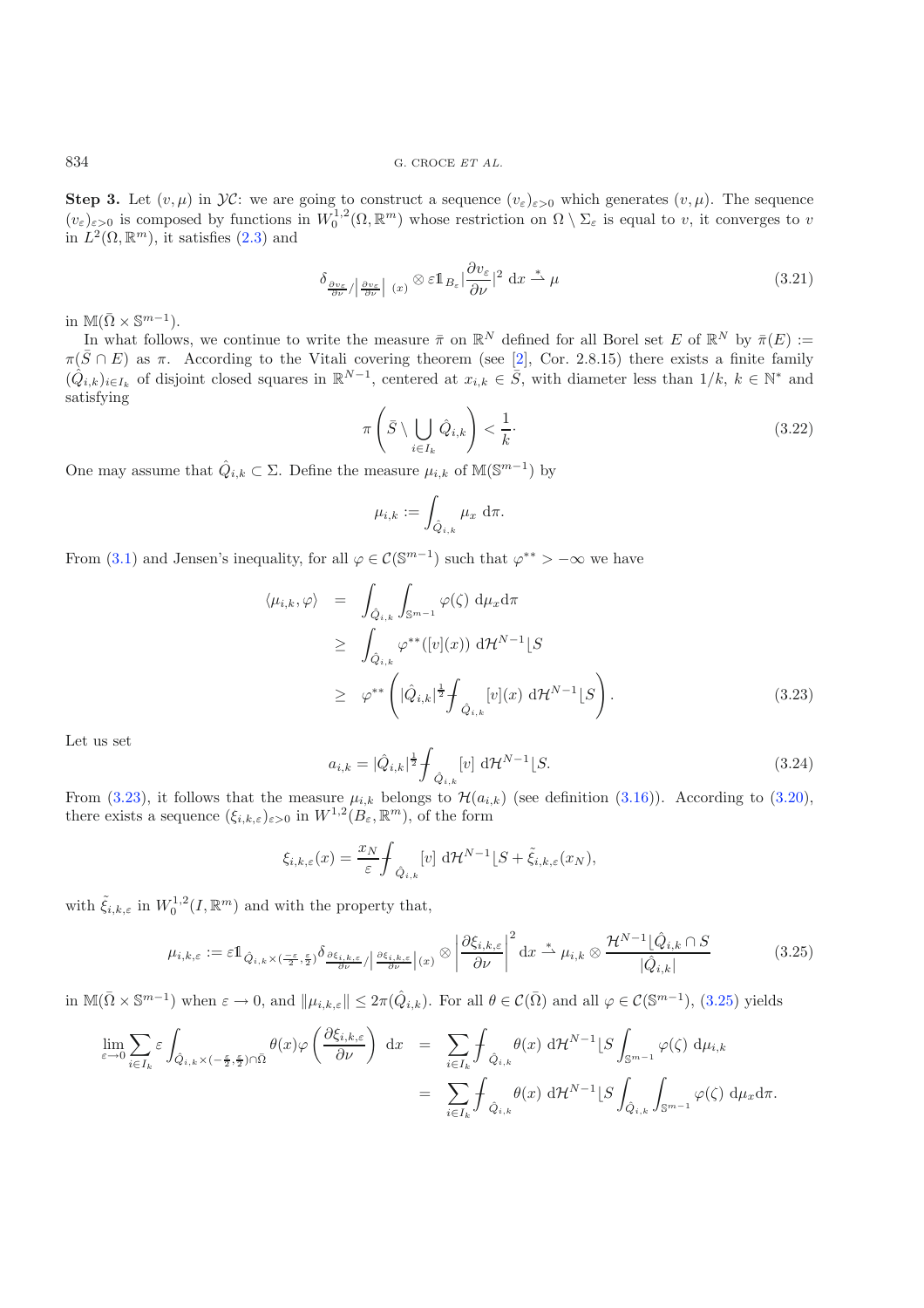**Step 3.** Let $(v,\mu)$ in $\mathcal{YC}$: we are going to construct a sequence $(v_\varepsilon)_{\varepsilon>0}$ which generates $(v,\mu)$. The sequence $(v_\varepsilon)_{\varepsilon>0}$ is composed by functions in $W_0^{1,2}(\Omega,\mathbb{R}^m)$ whose restriction on $\Omega\setminus\Sigma_\varepsilon$ is equal to $v$, it converges to $v$ in $L^2(\Omega,\mathbb{R}^m)$, it satisfies (2.3) and

$$
\delta_{\frac{\partial v_\varepsilon}{\partial\nu}/\left|\frac{\partial v_\varepsilon}{\partial\nu}\right|(x)}\otimes\varepsilon\mathbb{1}_{B_\varepsilon}\left|\frac{\partial v_\varepsilon}{\partial\nu}\right|^2\,\mathrm{d}x\overset{*}{\rightharpoonup}\mu \tag{3.21}
$$

in $\mathbb{M}(\bar\Omega\times\mathbb{S}^{m-1})$.

In what follows, we continue to write the measure $\bar\pi$ on $\mathbb{R}^N$ defined for all Borel set $E$ of $\mathbb{R}^N$ by $\bar\pi(E):=\pi(\bar S\cap E)$ as $\pi$. According to the Vitali covering theorem (see [2], Cor. 2.8.15) there exists a finite family $(\hat Q_{i,k})_{i\in I_k}$ of disjoint closed squares in $\mathbb{R}^{N-1}$, centered at $x_{i,k}\in\bar S$, with diameter less than $1/k$, $k\in\mathbb{N}^*$ and satisfying

$$
\pi\left(\bar S\setminus\bigcup_{i\in I_k}\hat Q_{i,k}\right)<\frac{1}{k}\cdot \tag{3.22}
$$

One may assume that $\hat Q_{i,k}\subset\Sigma$. Define the measure $\mu_{i,k}$ of $\mathbb{M}(\mathbb{S}^{m-1})$ by

$$
\mu_{i,k}:=\int_{\hat Q_{i,k}}\mu_x\,\mathrm{d}\pi.
$$

From (3.1) and Jensen's inequality, for all $\varphi\in\mathcal{C}(\mathbb{S}^{m-1})$ such that $\varphi^{**}>-\infty$ we have

$$
\begin{aligned}
\langle\mu_{i,k},\varphi\rangle &= \int_{\hat Q_{i,k}}\int_{\mathbb{S}^{m-1}}\varphi(\zeta)\,\mathrm{d}\mu_x\mathrm{d}\pi\\
&\geq \int_{\hat Q_{i,k}}\varphi^{**}([v](x))\,\mathrm{d}\mathcal{H}^{N-1}\lfloor S\\
&\geq \varphi^{**}\left(|\hat Q_{i,k}|^{\frac12}\fint_{\hat Q_{i,k}}[v](x)\,\mathrm{d}\mathcal{H}^{N-1}\lfloor S\right).
\end{aligned} \tag{3.23}
$$

Let us set

$$
a_{i,k}=|\hat Q_{i,k}|^{\frac12}\fint_{\hat Q_{i,k}}[v]\,\mathrm{d}\mathcal{H}^{N-1}\lfloor S. \tag{3.24}
$$

From (3.23), it follows that the measure $\mu_{i,k}$ belongs to $\mathcal{H}(a_{i,k})$ (see definition (3.16)). According to (3.20), there exists a sequence $(\xi_{i,k,\varepsilon})_{\varepsilon>0}$ in $W^{1,2}(B_\varepsilon,\mathbb{R}^m)$, of the form

$$
\xi_{i,k,\varepsilon}(x)=\frac{x_N}{\varepsilon}\fint_{\hat Q_{i,k}}[v]\,\mathrm{d}\mathcal{H}^{N-1}\lfloor S+\tilde\xi_{i,k,\varepsilon}(x_N),
$$

with $\tilde\xi_{i,k,\varepsilon}$ in $W_0^{1,2}(I,\mathbb{R}^m)$ and with the property that,

$$
\mu_{i,k,\varepsilon}:=\varepsilon\mathbb{1}_{\hat Q_{i,k}\times(\frac{-\varepsilon}{2},\frac{\varepsilon}{2})}\delta_{\frac{\partial\xi_{i,k,\varepsilon}}{\partial\nu}/\left|\frac{\partial\xi_{i,k,\varepsilon}}{\partial\nu}\right|(x)}\otimes\left|\frac{\partial\xi_{i,k,\varepsilon}}{\partial\nu}\right|^2\mathrm{d}x\overset{*}{\rightharpoonup}\mu_{i,k}\otimes\frac{\mathcal{H}^{N-1}\lfloor\hat Q_{i,k}\cap S}{|\hat Q_{i,k}|} \tag{3.25}
$$

in $\mathbb{M}(\bar\Omega\times\mathbb{S}^{m-1})$ when $\varepsilon\to0$, and $\|\mu_{i,k,\varepsilon}\|\leq 2\pi(\hat Q_{i,k})$. For all $\theta\in\mathcal{C}(\bar\Omega)$ and all $\varphi\in\mathcal{C}(\mathbb{S}^{m-1})$, (3.25) yields

$$
\begin{aligned}
\lim_{\varepsilon\to0}\sum_{i\in I_k}\varepsilon\int_{\hat Q_{i,k}\times(-\frac{\varepsilon}{2},\frac{\varepsilon}{2})\cap\bar\Omega}\theta(x)\varphi\left(\frac{\partial\xi_{i,k,\varepsilon}}{\partial\nu}\right)\,\mathrm{d}x &= \sum_{i\in I_k}\fint_{\hat Q_{i,k}}\theta(x)\,\mathrm{d}\mathcal{H}^{N-1}\lfloor S\int_{\mathbb{S}^{m-1}}\varphi(\zeta)\,\mathrm{d}\mu_{i,k}\\
&= \sum_{i\in I_k}\fint_{\hat Q_{i,k}}\theta(x)\,\mathrm{d}\mathcal{H}^{N-1}\lfloor S\int_{\hat Q_{i,k}}\int_{\mathbb{S}^{m-1}}\varphi(\zeta)\,\mathrm{d}\mu_x\mathrm{d}\pi.
\end{aligned}
$$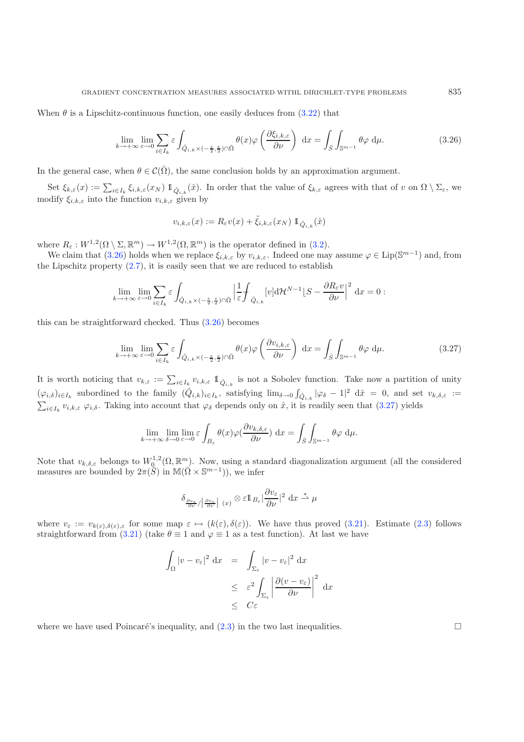When $\theta$ is a Lipschitz-continuous function, one easily deduces from (3.22) that

$$\lim_{k\to+\infty}\lim_{\varepsilon\to 0}\sum_{i\in I_k}\varepsilon\int_{\hat{Q}_{i,k}\times(-\frac{\varepsilon}{2},\frac{\varepsilon}{2})\cap\bar{\Omega}}\theta(x)\varphi\left(\frac{\partial\xi_{i,k,\varepsilon}}{\partial\nu}\right)\,\mathrm{d}x=\int_{\bar{S}}\int_{\mathbb{S}^{m-1}}\theta\varphi\,\mathrm{d}\mu. \tag{3.26}$$

In the general case, when $\theta\in\mathcal{C}(\bar{\Omega})$, the same conclusion holds by an approximation argument.

Set $\xi_{k,\varepsilon}(x):=\sum_{i\in I_k}\xi_{i,k,\varepsilon}(x_N)\,\mathbb{1}_{\hat{Q}_{i,k}}(\hat{x})$. In order that the value of $\xi_{k,\varepsilon}$ agrees with that of $v$ on $\Omega\setminus\Sigma_\varepsilon$, we modify $\xi_{i,k,\varepsilon}$ into the function $v_{i,k,\varepsilon}$ given by

$$v_{i,k,\varepsilon}(x):=R_\varepsilon v(x)+\tilde{\xi}_{i,k,\varepsilon}(x_N)\,\mathbb{1}_{\hat{Q}_{i,k}}(\hat{x})$$

where $R_\varepsilon: W^{1,2}(\Omega\setminus\Sigma,\mathbb{R}^m)\to W^{1,2}(\Omega,\mathbb{R}^m)$ is the operator defined in (3.2).

We claim that (3.26) holds when we replace $\xi_{i,k,\varepsilon}$ by $v_{i,k,\varepsilon}$. Indeed one may assume $\varphi\in\mathrm{Lip}(\mathbb{S}^{m-1})$ and, from the Lipschitz property (2.7), it is easily seen that we are reduced to establish

$$\lim_{k\to+\infty}\lim_{\varepsilon\to 0}\sum_{i\in I_k}\varepsilon\int_{\hat{Q}_{i,k}\times(-\frac{\varepsilon}{2},\frac{\varepsilon}{2})\cap\bar{\Omega}}\left|\frac{1}{\varepsilon}\fint_{\hat{Q}_{i,k}}[v]\mathrm{d}\mathcal{H}^{N-1}\lfloor S-\frac{\partial R_\varepsilon v}{\partial\nu}\right|^2\,\mathrm{d}x=0:$$

this can be straightforward checked. Thus (3.26) becomes

$$\lim_{k\to+\infty}\lim_{\varepsilon\to 0}\sum_{i\in I_k}\varepsilon\int_{\hat{Q}_{i,k}\times(-\frac{\varepsilon}{2},\frac{\varepsilon}{2})\cap\bar{\Omega}}\theta(x)\varphi\left(\frac{\partial v_{i,k,\varepsilon}}{\partial\nu}\right)\,\mathrm{d}x=\int_{\bar{S}}\int_{\mathbb{S}^{m-1}}\theta\varphi\,\mathrm{d}\mu. \tag{3.27}$$

It is worth noticing that $v_{k,\varepsilon}:=\sum_{i\in I_k}v_{i,k,\varepsilon}\,\mathbb{1}_{\hat{Q}_{i,k}}$ is not a Sobolev function. Take now a partition of unity $(\varphi_{i,\delta})_{i\in I_k}$ subordined to the family $(\hat{Q}_{i,k})_{i\in I_k}$, satisfying $\lim_{\delta\to 0}\int_{\hat{Q}_{i,k}}|\varphi_\delta-1|^2\,\mathrm{d}\hat{x}=0$, and set $v_{k,\delta,\varepsilon}:=\sum_{i\in I_k}v_{i,k,\varepsilon}\,\varphi_{i,\delta}$. Taking into account that $\varphi_\delta$ depends only on $\hat{x}$, it is readily seen that (3.27) yields

$$\lim_{k\to+\infty}\lim_{\delta\to 0}\lim_{\varepsilon\to 0}\varepsilon\int_{B_\varepsilon}\theta(x)\varphi(\frac{\partial v_{k,\delta,\varepsilon}}{\partial\nu})\,\mathrm{d}x=\int_{\bar{S}}\int_{\mathbb{S}^{m-1}}\theta\varphi\,\mathrm{d}\mu.$$

Note that $v_{k,\delta,\varepsilon}$ belongs to $W_0^{1,2}(\Omega,\mathbb{R}^m)$. Now, using a standard diagonalization argument (all the considered measures are bounded by $2\pi(\bar{S})$ in $\mathbb{M}(\bar{\Omega}\times\mathbb{S}^{m-1})$), we infer

$$\delta_{\frac{\partial v_\varepsilon}{\partial\nu}/\left|\frac{\partial v_\varepsilon}{\partial\nu}\right|(x)}\otimes\varepsilon\mathbb{1}_{B_\varepsilon}\left|\frac{\partial v_\varepsilon}{\partial\nu}\right|^2\,\mathrm{d}x\overset{*}{\rightharpoonup}\mu$$

where $v_\varepsilon:=v_{k(\varepsilon),\delta(\varepsilon),\varepsilon}$ for some map $\varepsilon\mapsto(k(\varepsilon),\delta(\varepsilon))$. We have thus proved (3.21). Estimate (2.3) follows straightforward from (3.21) (take $\theta\equiv 1$ and $\varphi\equiv 1$ as a test function). At last we have

$$\begin{aligned}\int_\Omega|v-v_\varepsilon|^2\,\mathrm{d}x &= \int_{\Sigma_\varepsilon}|v-v_\varepsilon|^2\,\mathrm{d}x\\ &\leq \varepsilon^2\int_{\Sigma_\varepsilon}\left|\frac{\partial(v-v_\varepsilon)}{\partial\nu}\right|^2\,\mathrm{d}x\\ &\leq C\varepsilon\end{aligned}$$

where we have used Poincaré's inequality, and (2.3) in the two last inequalities. □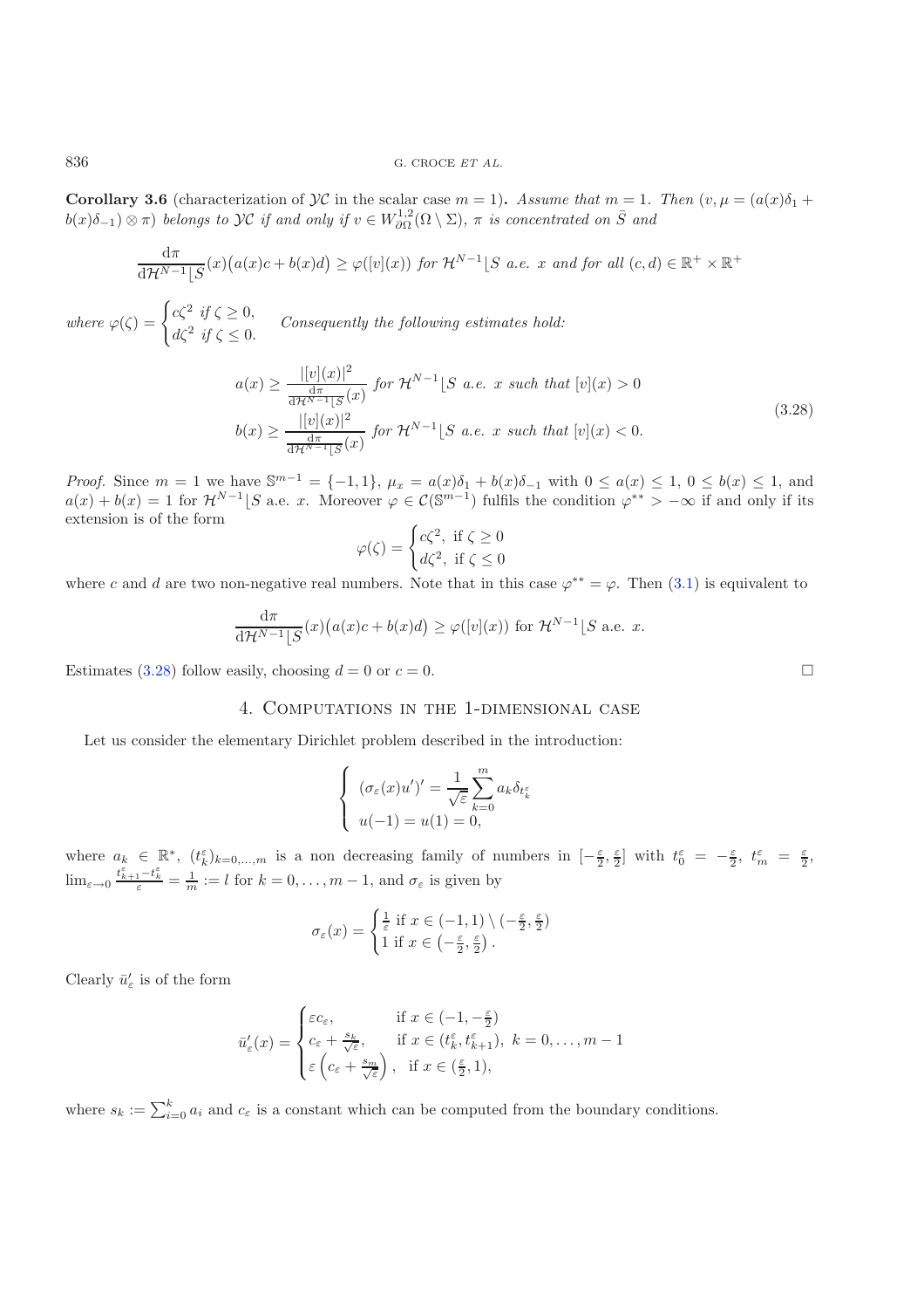**Corollary 3.6** (characterization of $\mathcal{YC}$ in the scalar case $m=1$)**.** *Assume that $m=1$. Then $(v, \mu = (a(x)\delta_1 + b(x)\delta_{-1}) \otimes \pi)$ belongs to $\mathcal{YC}$ if and only if $v \in W^{1,2}_{\partial\Omega}(\Omega \setminus \Sigma)$, $\pi$ is concentrated on $\bar{S}$ and*

$$\frac{\mathrm{d}\pi}{\mathrm{d}\mathcal{H}^{N-1}\lfloor S}(x)\big(a(x)c + b(x)d\big) \geq \varphi([v](x)) \text{ for } \mathcal{H}^{N-1}\lfloor S \text{ a.e. } x \text{ and for all } (c,d) \in \mathbb{R}^+ \times \mathbb{R}^+$$

*where* $\varphi(\zeta) = \begin{cases} c\zeta^2 & \text{if } \zeta \geq 0, \\ d\zeta^2 & \text{if } \zeta \leq 0. \end{cases}$ *Consequently the following estimates hold:*

$$\begin{aligned} a(x) &\geq \frac{|[v](x)|^2}{\frac{\mathrm{d}\pi}{\mathrm{d}\mathcal{H}^{N-1}\lfloor S}(x)} \text{ for } \mathcal{H}^{N-1}\lfloor S \text{ a.e. } x \text{ such that } [v](x) > 0 \\ b(x) &\geq \frac{|[v](x)|^2}{\frac{\mathrm{d}\pi}{\mathrm{d}\mathcal{H}^{N-1}\lfloor S}(x)} \text{ for } \mathcal{H}^{N-1}\lfloor S \text{ a.e. } x \text{ such that } [v](x) < 0. \end{aligned} \tag{3.28}$$

*Proof.* Since $m=1$ we have $\mathbb{S}^{m-1} = \{-1,1\}$, $\mu_x = a(x)\delta_1 + b(x)\delta_{-1}$ with $0 \leq a(x) \leq 1$, $0 \leq b(x) \leq 1$, and $a(x) + b(x) = 1$ for $\mathcal{H}^{N-1}\lfloor S$ a.e. $x$. Moreover $\varphi \in \mathcal{C}(\mathbb{S}^{m-1})$ fulfils the condition $\varphi^{**} > -\infty$ if and only if its extension is of the form

$$\varphi(\zeta) = \begin{cases} c\zeta^2, & \text{if } \zeta \geq 0 \\ d\zeta^2, & \text{if } \zeta \leq 0 \end{cases}$$

where $c$ and $d$ are two non-negative real numbers. Note that in this case $\varphi^{**} = \varphi$. Then (3.1) is equivalent to

$$\frac{\mathrm{d}\pi}{\mathrm{d}\mathcal{H}^{N-1}\lfloor S}(x)\big(a(x)c + b(x)d\big) \geq \varphi([v](x)) \text{ for } \mathcal{H}^{N-1}\lfloor S \text{ a.e. } x.$$

Estimates (3.28) follow easily, choosing $d=0$ or $c=0$. □

## 4. Computations in the 1-dimensional case

Let us consider the elementary Dirichlet problem described in the introduction:

$$\begin{cases} (\sigma_\varepsilon(x)u')' = \dfrac{1}{\sqrt{\varepsilon}} \displaystyle\sum_{k=0}^{m} a_k \delta_{t_k^\varepsilon} \\ u(-1) = u(1) = 0, \end{cases}$$

where $a_k \in \mathbb{R}^*$, $(t_k^\varepsilon)_{k=0,\ldots,m}$ is a non decreasing family of numbers in $[-\frac{\varepsilon}{2}, \frac{\varepsilon}{2}]$ with $t_0^\varepsilon = -\frac{\varepsilon}{2}$, $t_m^\varepsilon = \frac{\varepsilon}{2}$, $\lim_{\varepsilon \to 0} \frac{t_{k+1}^\varepsilon - t_k^\varepsilon}{\varepsilon} = \frac{1}{m} := l$ for $k = 0, \ldots, m-1$, and $\sigma_\varepsilon$ is given by

$$\sigma_\varepsilon(x) = \begin{cases} \frac{1}{\varepsilon} \text{ if } x \in (-1,1) \setminus (-\frac{\varepsilon}{2}, \frac{\varepsilon}{2}) \\ 1 \text{ if } x \in \left(-\frac{\varepsilon}{2}, \frac{\varepsilon}{2}\right). \end{cases}$$

Clearly $\bar{u}_\varepsilon'$ is of the form

$$\bar{u}_\varepsilon'(x) = \begin{cases} \varepsilon c_\varepsilon, & \text{if } x \in (-1, -\frac{\varepsilon}{2}) \\ c_\varepsilon + \frac{s_k}{\sqrt{\varepsilon}}, & \text{if } x \in (t_k^\varepsilon, t_{k+1}^\varepsilon),\ k = 0, \ldots, m-1 \\ \varepsilon\left(c_\varepsilon + \frac{s_m}{\sqrt{\varepsilon}}\right), & \text{if } x \in (\frac{\varepsilon}{2}, 1), \end{cases}$$

where $s_k := \sum_{i=0}^{k} a_i$ and $c_\varepsilon$ is a constant which can be computed from the boundary conditions.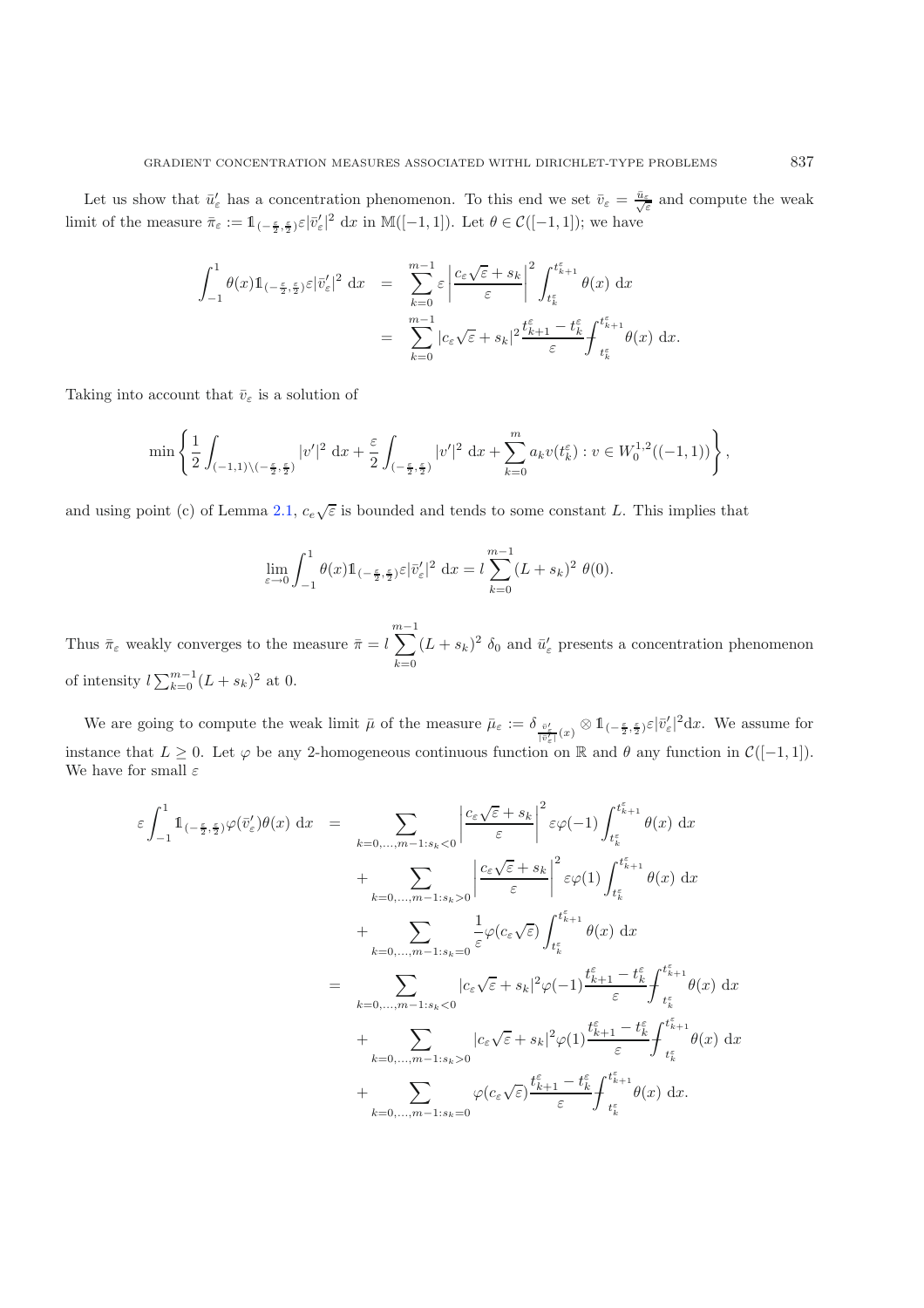Let us show that $\bar{u}_\varepsilon'$ has a concentration phenomenon. To this end we set $\bar{v}_\varepsilon = \frac{\bar{u}_\varepsilon}{\sqrt{\varepsilon}}$ and compute the weak limit of the measure $\bar{\pi}_\varepsilon := \mathbb{1}_{(-\frac{\varepsilon}{2},\frac{\varepsilon}{2})}\varepsilon|\bar{v}_\varepsilon'|^2 \, \mathrm{d}x$ in $\mathbb{M}([-1,1])$. Let $\theta \in \mathcal{C}([-1,1])$; we have

$$
\begin{aligned}
\int_{-1}^{1} \theta(x)\mathbb{1}_{(-\frac{\varepsilon}{2},\frac{\varepsilon}{2})}\varepsilon|\bar{v}_\varepsilon'|^2 \, \mathrm{d}x &= \sum_{k=0}^{m-1} \varepsilon \left| \frac{c_\varepsilon\sqrt{\varepsilon}+s_k}{\varepsilon} \right|^2 \int_{t_k^\varepsilon}^{t_{k+1}^\varepsilon} \theta(x) \, \mathrm{d}x \\
&= \sum_{k=0}^{m-1} |c_\varepsilon\sqrt{\varepsilon}+s_k|^2 \frac{t_{k+1}^\varepsilon - t_k^\varepsilon}{\varepsilon} \fint_{t_k^\varepsilon}^{t_{k+1}^\varepsilon} \theta(x) \, \mathrm{d}x.
\end{aligned}
$$

Taking into account that $\bar{v}_\varepsilon$ is a solution of

$$
\min\left\{ \frac{1}{2}\int_{(-1,1)\setminus(-\frac{\varepsilon}{2},\frac{\varepsilon}{2})} |v'|^2 \, \mathrm{d}x + \frac{\varepsilon}{2}\int_{(-\frac{\varepsilon}{2},\frac{\varepsilon}{2})} |v'|^2 \, \mathrm{d}x + \sum_{k=0}^{m} a_k v(t_k^\varepsilon) : v \in W_0^{1,2}((-1,1)) \right\},
$$

and using point (c) of Lemma 2.1, $c_e\sqrt{\varepsilon}$ is bounded and tends to some constant $L$. This implies that

$$
\lim_{\varepsilon\to 0} \int_{-1}^{1} \theta(x)\mathbb{1}_{(-\frac{\varepsilon}{2},\frac{\varepsilon}{2})}\varepsilon|\bar{v}_\varepsilon'|^2 \, \mathrm{d}x = l\sum_{k=0}^{m-1}(L+s_k)^2 \; \theta(0).
$$

Thus $\bar{\pi}_\varepsilon$ weakly converges to the measure $\bar{\pi} = l\displaystyle\sum_{k=0}^{m-1}(L+s_k)^2 \; \delta_0$ and $\bar{u}_\varepsilon'$ presents a concentration phenomenon of intensity $l\sum_{k=0}^{m-1}(L+s_k)^2$ at 0.

We are going to compute the weak limit $\bar{\mu}$ of the measure $\bar{\mu}_\varepsilon := \delta_{\frac{\bar{v}_\varepsilon'}{|\bar{v}_\varepsilon'|}(x)} \otimes \mathbb{1}_{(-\frac{\varepsilon}{2},\frac{\varepsilon}{2})}\varepsilon|\bar{v}_\varepsilon'|^2 \mathrm{d}x$. We assume for instance that $L \geq 0$. Let $\varphi$ be any 2-homogeneous continuous function on $\mathbb{R}$ and $\theta$ any function in $\mathcal{C}([-1,1])$. We have for small $\varepsilon$

$$
\begin{aligned}
\varepsilon\int_{-1}^{1} \mathbb{1}_{(-\frac{\varepsilon}{2},\frac{\varepsilon}{2})}\varphi(\bar{v}_\varepsilon')\theta(x) \, \mathrm{d}x &= \sum_{k=0,\dots,m-1:s_k<0} \left| \frac{c_\varepsilon\sqrt{\varepsilon}+s_k}{\varepsilon} \right|^2 \varepsilon\varphi(-1) \int_{t_k^\varepsilon}^{t_{k+1}^\varepsilon} \theta(x) \, \mathrm{d}x \\
&\quad + \sum_{k=0,\dots,m-1:s_k>0} \left| \frac{c_\varepsilon\sqrt{\varepsilon}+s_k}{\varepsilon} \right|^2 \varepsilon\varphi(1) \int_{t_k^\varepsilon}^{t_{k+1}^\varepsilon} \theta(x) \, \mathrm{d}x \\
&\quad + \sum_{k=0,\dots,m-1:s_k=0} \frac{1}{\varepsilon}\varphi(c_\varepsilon\sqrt{\varepsilon}) \int_{t_k^\varepsilon}^{t_{k+1}^\varepsilon} \theta(x) \, \mathrm{d}x \\
&= \sum_{k=0,\dots,m-1:s_k<0} |c_\varepsilon\sqrt{\varepsilon}+s_k|^2 \varphi(-1) \frac{t_{k+1}^\varepsilon - t_k^\varepsilon}{\varepsilon} \fint_{t_k^\varepsilon}^{t_{k+1}^\varepsilon} \theta(x) \, \mathrm{d}x \\
&\quad + \sum_{k=0,\dots,m-1:s_k>0} |c_\varepsilon\sqrt{\varepsilon}+s_k|^2 \varphi(1) \frac{t_{k+1}^\varepsilon - t_k^\varepsilon}{\varepsilon} \fint_{t_k^\varepsilon}^{t_{k+1}^\varepsilon} \theta(x) \, \mathrm{d}x \\
&\quad + \sum_{k=0,\dots,m-1:s_k=0} \varphi(c_\varepsilon\sqrt{\varepsilon}) \frac{t_{k+1}^\varepsilon - t_k^\varepsilon}{\varepsilon} \fint_{t_k^\varepsilon}^{t_{k+1}^\varepsilon} \theta(x) \, \mathrm{d}x.
\end{aligned}
$$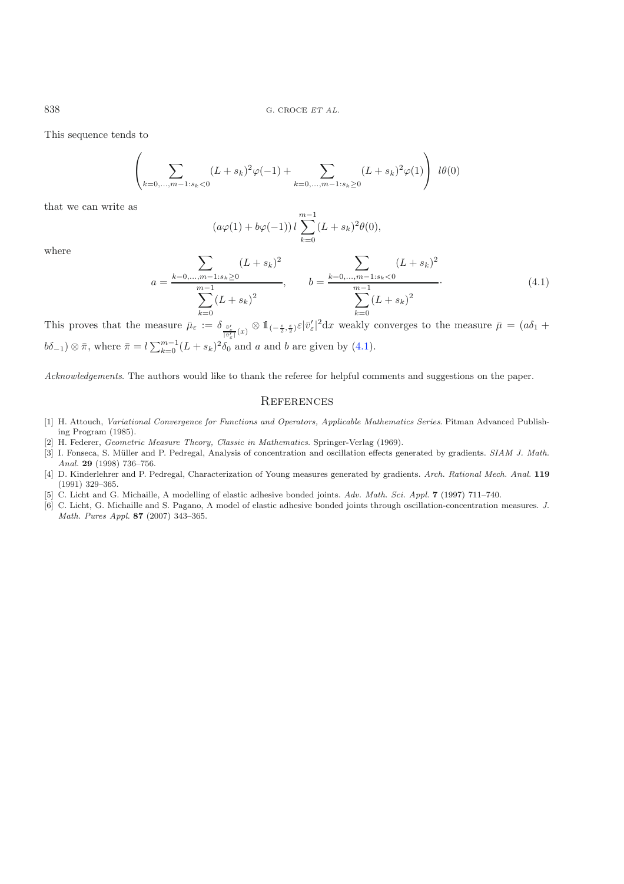This sequence tends to

$$\left( \sum_{k=0,\ldots,m-1: s_k<0} (L+s_k)^2 \varphi(-1) + \sum_{k=0,\ldots,m-1: s_k\geq 0} (L+s_k)^2 \varphi(1) \right) \; l\theta(0)$$

that we can write as

$$(a\varphi(1) + b\varphi(-1))\, l \sum_{k=0}^{m-1} (L+s_k)^2 \theta(0),$$

where

$$a = \frac{\displaystyle\sum_{k=0,\ldots,m-1: s_k\geq 0} (L+s_k)^2}{\displaystyle\sum_{k=0}^{m-1} (L+s_k)^2}, \qquad b = \frac{\displaystyle\sum_{k=0,\ldots,m-1: s_k<0} (L+s_k)^2}{\displaystyle\sum_{k=0}^{m-1} (L+s_k)^2}\cdot \tag{4.1}$$

This proves that the measure $\bar{\mu}_\varepsilon := \delta_{\frac{\bar{v}'_\varepsilon}{|\bar{v}'_\varepsilon|}(x)} \otimes \mathbb{1}_{(-\frac{\varepsilon}{2},\frac{\varepsilon}{2})} \varepsilon |\bar{v}'_\varepsilon|^2 \mathrm{d}x$ weakly converges to the measure $\bar{\mu} = (a\delta_1 + b\delta_{-1}) \otimes \bar{\pi}$, where $\bar{\pi} = l \sum_{k=0}^{m-1} (L+s_k)^2 \delta_0$ and $a$ and $b$ are given by (4.1).

*Acknowledgements*. The authors would like to thank the referee for helpful comments and suggestions on the paper.

## References

[1] H. Attouch, *Variational Convergence for Functions and Operators, Applicable Mathematics Series.* Pitman Advanced Publishing Program (1985).

[2] H. Federer, *Geometric Measure Theory, Classic in Mathematics.* Springer-Verlag (1969).

[3] I. Fonseca, S. Müller and P. Pedregal, Analysis of concentration and oscillation effects generated by gradients. *SIAM J. Math. Anal.* **29** (1998) 736–756.

[4] D. Kinderlehrer and P. Pedregal, Characterization of Young measures generated by gradients. *Arch. Rational Mech. Anal.* **119** (1991) 329–365.

[5] C. Licht and G. Michaille, A modelling of elastic adhesive bonded joints. *Adv. Math. Sci. Appl.* **7** (1997) 711–740.

[6] C. Licht, G. Michaille and S. Pagano, A model of elastic adhesive bonded joints through oscillation-concentration measures. *J. Math. Pures Appl.* **87** (2007) 343–365.